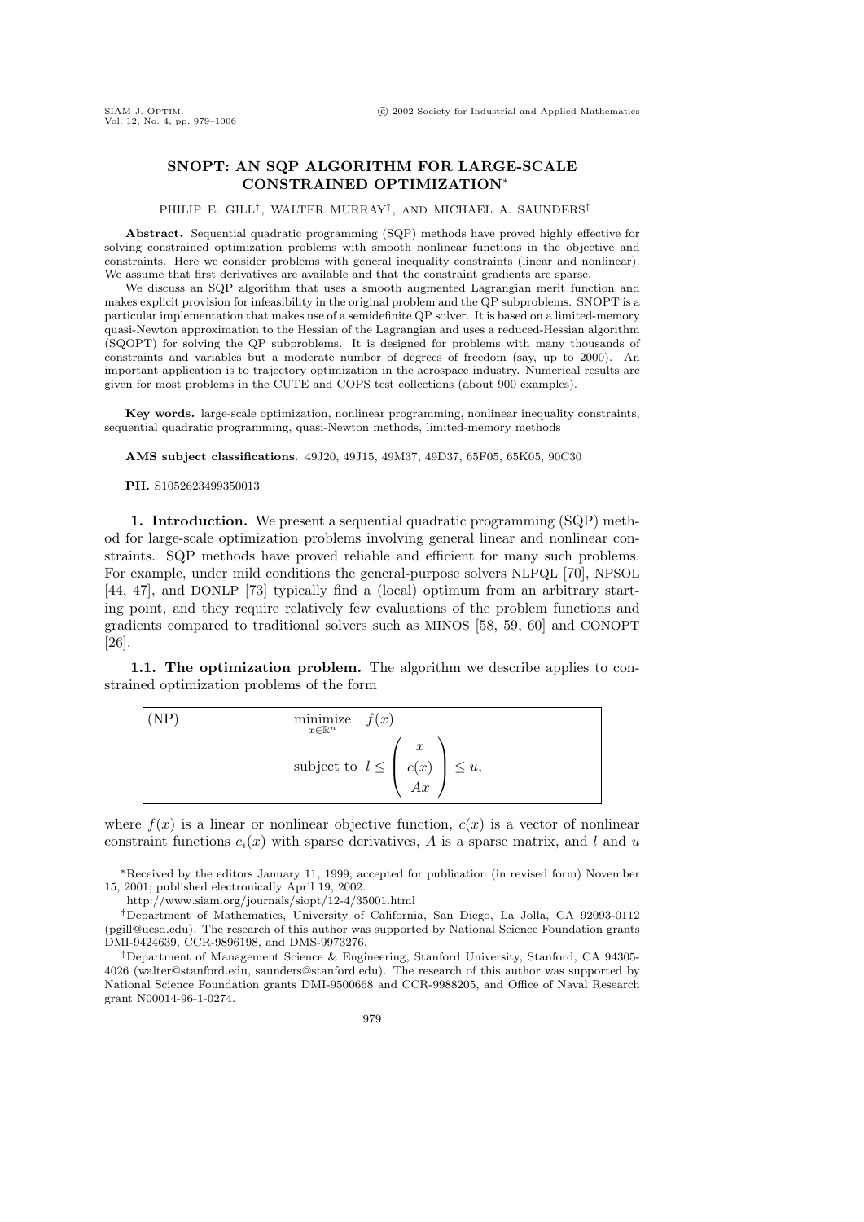# SNOPT: AN SQP ALGORITHM FOR LARGE-SCALE CONSTRAINED OPTIMIZATION*

PHILIP E. GILL†, WALTER MURRAY‡, AND MICHAEL A. SAUNDERS‡

**Abstract.** Sequential quadratic programming (SQP) methods have proved highly effective for solving constrained optimization problems with smooth nonlinear functions in the objective and constraints. Here we consider problems with general inequality constraints (linear and nonlinear). We assume that first derivatives are available and that the constraint gradients are sparse.

We discuss an SQP algorithm that uses a smooth augmented Lagrangian merit function and makes explicit provision for infeasibility in the original problem and the QP subproblems. SNOPT is a particular implementation that makes use of a semidefinite QP solver. It is based on a limited-memory quasi-Newton approximation to the Hessian of the Lagrangian and uses a reduced-Hessian algorithm (SQOPT) for solving the QP subproblems. It is designed for problems with many thousands of constraints and variables but a moderate number of degrees of freedom (say, up to 2000). An important application is to trajectory optimization in the aerospace industry. Numerical results are given for most problems in the CUTE and COPS test collections (about 900 examples).

**Key words.** large-scale optimization, nonlinear programming, nonlinear inequality constraints, sequential quadratic programming, quasi-Newton methods, limited-memory methods

**AMS subject classifications.** 49J20, 49J15, 49M37, 49D37, 65F05, 65K05, 90C30

**PII.** S1052623499350013

## 1. Introduction.

We present a sequential quadratic programming (SQP) method for large-scale optimization problems involving general linear and nonlinear constraints. SQP methods have proved reliable and efficient for many such problems. For example, under mild conditions the general-purpose solvers NLPQL [70], NPSOL [44, 47], and DONLP [73] typically find a (local) optimum from an arbitrary starting point, and they require relatively few evaluations of the problem functions and gradients compared to traditional solvers such as MINOS [58, 59, 60] and CONOPT [26].

### 1.1. The optimization problem.

The algorithm we describe applies to constrained optimization problems of the form

$$
\text{(NP)} \qquad \underset{x \in \mathbb{R}^n}{\text{minimize}} \quad f(x) \qquad \text{subject to} \quad l \le \begin{pmatrix} x \\ c(x) \\ Ax \end{pmatrix} \le u,
$$

where $f(x)$ is a linear or nonlinear objective function, $c(x)$ is a vector of nonlinear constraint functions $c_i(x)$ with sparse derivatives, $A$ is a sparse matrix, and $l$ and $u$

---

*Received by the editors January 11, 1999; accepted for publication (in revised form) November 15, 2001; published electronically April 19, 2002.

http://www.siam.org/journals/siopt/12-4/35001.html

†Department of Mathematics, University of California, San Diego, La Jolla, CA 92093-0112 (pgill@ucsd.edu). The research of this author was supported by National Science Foundation grants DMI-9424639, CCR-9896198, and DMS-9973276.

‡Department of Management Science & Engineering, Stanford University, Stanford, CA 94305-4026 (walter@stanford.edu, saunders@stanford.edu). The research of this author was supported by National Science Foundation grants DMI-9500668 and CCR-9988205, and Office of Naval Research grant N00014-96-1-0274.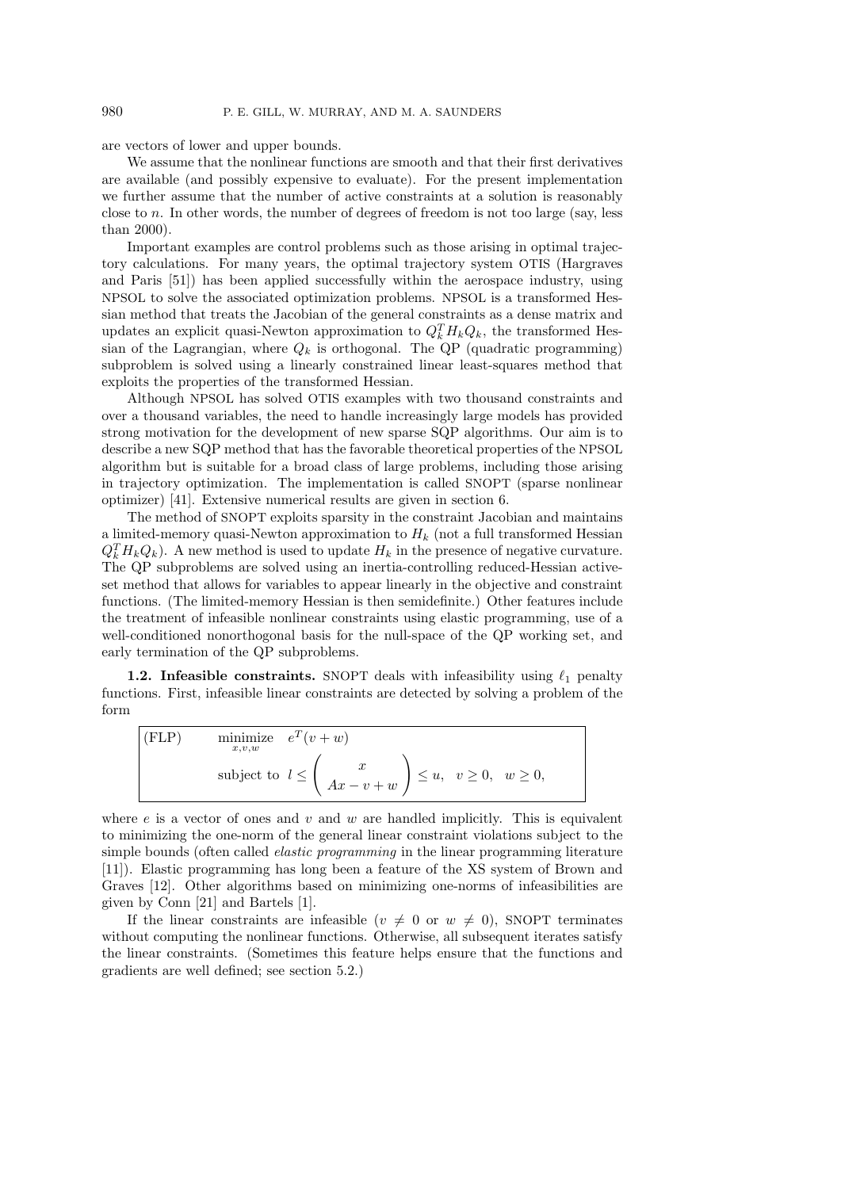are vectors of lower and upper bounds.

We assume that the nonlinear functions are smooth and that their first derivatives are available (and possibly expensive to evaluate). For the present implementation we further assume that the number of active constraints at a solution is reasonably close to $n$. In other words, the number of degrees of freedom is not too large (say, less than 2000).

Important examples are control problems such as those arising in optimal trajectory calculations. For many years, the optimal trajectory system OTIS (Hargraves and Paris [51]) has been applied successfully within the aerospace industry, using NPSOL to solve the associated optimization problems. NPSOL is a transformed Hessian method that treats the Jacobian of the general constraints as a dense matrix and updates an explicit quasi-Newton approximation to $Q_k^T H_k Q_k$, the transformed Hessian of the Lagrangian, where $Q_k$ is orthogonal. The QP (quadratic programming) subproblem is solved using a linearly constrained linear least-squares method that exploits the properties of the transformed Hessian.

Although NPSOL has solved OTIS examples with two thousand constraints and over a thousand variables, the need to handle increasingly large models has provided strong motivation for the development of new sparse SQP algorithms. Our aim is to describe a new SQP method that has the favorable theoretical properties of the NPSOL algorithm but is suitable for a broad class of large problems, including those arising in trajectory optimization. The implementation is called SNOPT (sparse nonlinear optimizer) [41]. Extensive numerical results are given in section 6.

The method of SNOPT exploits sparsity in the constraint Jacobian and maintains a limited-memory quasi-Newton approximation to $H_k$ (not a full transformed Hessian $Q_k^T H_k Q_k$). A new method is used to update $H_k$ in the presence of negative curvature. The QP subproblems are solved using an inertia-controlling reduced-Hessian active-set method that allows for variables to appear linearly in the objective and constraint functions. (The limited-memory Hessian is then semidefinite.) Other features include the treatment of infeasible nonlinear constraints using elastic programming, use of a well-conditioned nonorthogonal basis for the null-space of the QP working set, and early termination of the QP subproblems.

**1.2. Infeasible constraints.** SNOPT deals with infeasibility using $\ell_1$ penalty functions. First, infeasible linear constraints are detected by solving a problem of the form

$$\text{(FLP)} \qquad \underset{x,v,w}{\text{minimize}} \quad e^T(v+w) \qquad \text{subject to} \quad l \le \begin{pmatrix} x \\ Ax - v + w \end{pmatrix} \le u, \quad v \ge 0, \quad w \ge 0,$$

where $e$ is a vector of ones and $v$ and $w$ are handled implicitly. This is equivalent to minimizing the one-norm of the general linear constraint violations subject to the simple bounds (often called *elastic programming* in the linear programming literature [11]). Elastic programming has long been a feature of the XS system of Brown and Graves [12]. Other algorithms based on minimizing one-norms of infeasibilities are given by Conn [21] and Bartels [1].

If the linear constraints are infeasible ($v \ne 0$ or $w \ne 0$), SNOPT terminates without computing the nonlinear functions. Otherwise, all subsequent iterates satisfy the linear constraints. (Sometimes this feature helps ensure that the functions and gradients are well defined; see section 5.2.)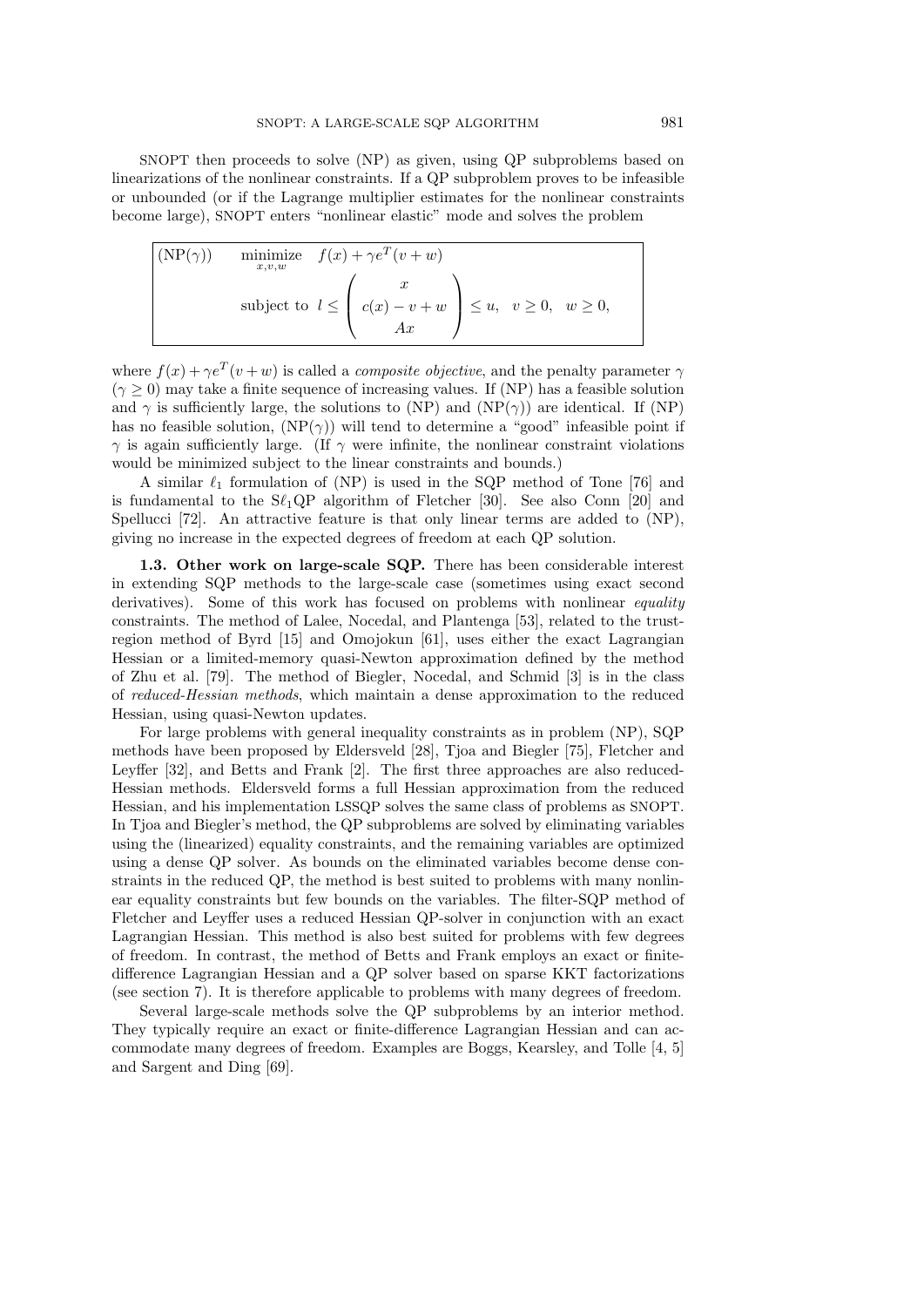SNOPT then proceeds to solve (NP) as given, using QP subproblems based on linearizations of the nonlinear constraints. If a QP subproblem proves to be infeasible or unbounded (or if the Lagrange multiplier estimates for the nonlinear constraints become large), SNOPT enters "nonlinear elastic" mode and solves the problem

$$
\text{(NP}(\gamma)) \qquad \begin{array}{ll} \underset{x,v,w}{\text{minimize}} & f(x) + \gamma e^T(v+w) \\ \text{subject to} & l \le \begin{pmatrix} x \\ c(x) - v + w \\ Ax \end{pmatrix} \le u, \quad v \ge 0, \quad w \ge 0, \end{array}
$$

where $f(x) + \gamma e^T(v+w)$ is called a *composite objective*, and the penalty parameter $\gamma$ ($\gamma \ge 0$) may take a finite sequence of increasing values. If (NP) has a feasible solution and $\gamma$ is sufficiently large, the solutions to (NP) and (NP($\gamma$)) are identical. If (NP) has no feasible solution, (NP($\gamma$)) will tend to determine a "good" infeasible point if $\gamma$ is again sufficiently large. (If $\gamma$ were infinite, the nonlinear constraint violations would be minimized subject to the linear constraints and bounds.)

A similar $\ell_1$ formulation of (NP) is used in the SQP method of Tone [76] and is fundamental to the S$\ell_1$QP algorithm of Fletcher [30]. See also Conn [20] and Spellucci [72]. An attractive feature is that only linear terms are added to (NP), giving no increase in the expected degrees of freedom at each QP solution.

**1.3. Other work on large-scale SQP.** There has been considerable interest in extending SQP methods to the large-scale case (sometimes using exact second derivatives). Some of this work has focused on problems with nonlinear *equality* constraints. The method of Lalee, Nocedal, and Plantenga [53], related to the trust-region method of Byrd [15] and Omojokun [61], uses either the exact Lagrangian Hessian or a limited-memory quasi-Newton approximation defined by the method of Zhu et al. [79]. The method of Biegler, Nocedal, and Schmid [3] is in the class of *reduced-Hessian methods*, which maintain a dense approximation to the reduced Hessian, using quasi-Newton updates.

For large problems with general inequality constraints as in problem (NP), SQP methods have been proposed by Eldersveld [28], Tjoa and Biegler [75], Fletcher and Leyffer [32], and Betts and Frank [2]. The first three approaches are also reduced-Hessian methods. Eldersveld forms a full Hessian approximation from the reduced Hessian, and his implementation LSSQP solves the same class of problems as SNOPT. In Tjoa and Biegler's method, the QP subproblems are solved by eliminating variables using the (linearized) equality constraints, and the remaining variables are optimized using a dense QP solver. As bounds on the eliminated variables become dense constraints in the reduced QP, the method is best suited to problems with many nonlinear equality constraints but few bounds on the variables. The filter-SQP method of Fletcher and Leyffer uses a reduced Hessian QP-solver in conjunction with an exact Lagrangian Hessian. This method is also best suited for problems with few degrees of freedom. In contrast, the method of Betts and Frank employs an exact or finite-difference Lagrangian Hessian and a QP solver based on sparse KKT factorizations (see section 7). It is therefore applicable to problems with many degrees of freedom.

Several large-scale methods solve the QP subproblems by an interior method. They typically require an exact or finite-difference Lagrangian Hessian and can accommodate many degrees of freedom. Examples are Boggs, Kearsley, and Tolle [4, 5] and Sargent and Ding [69].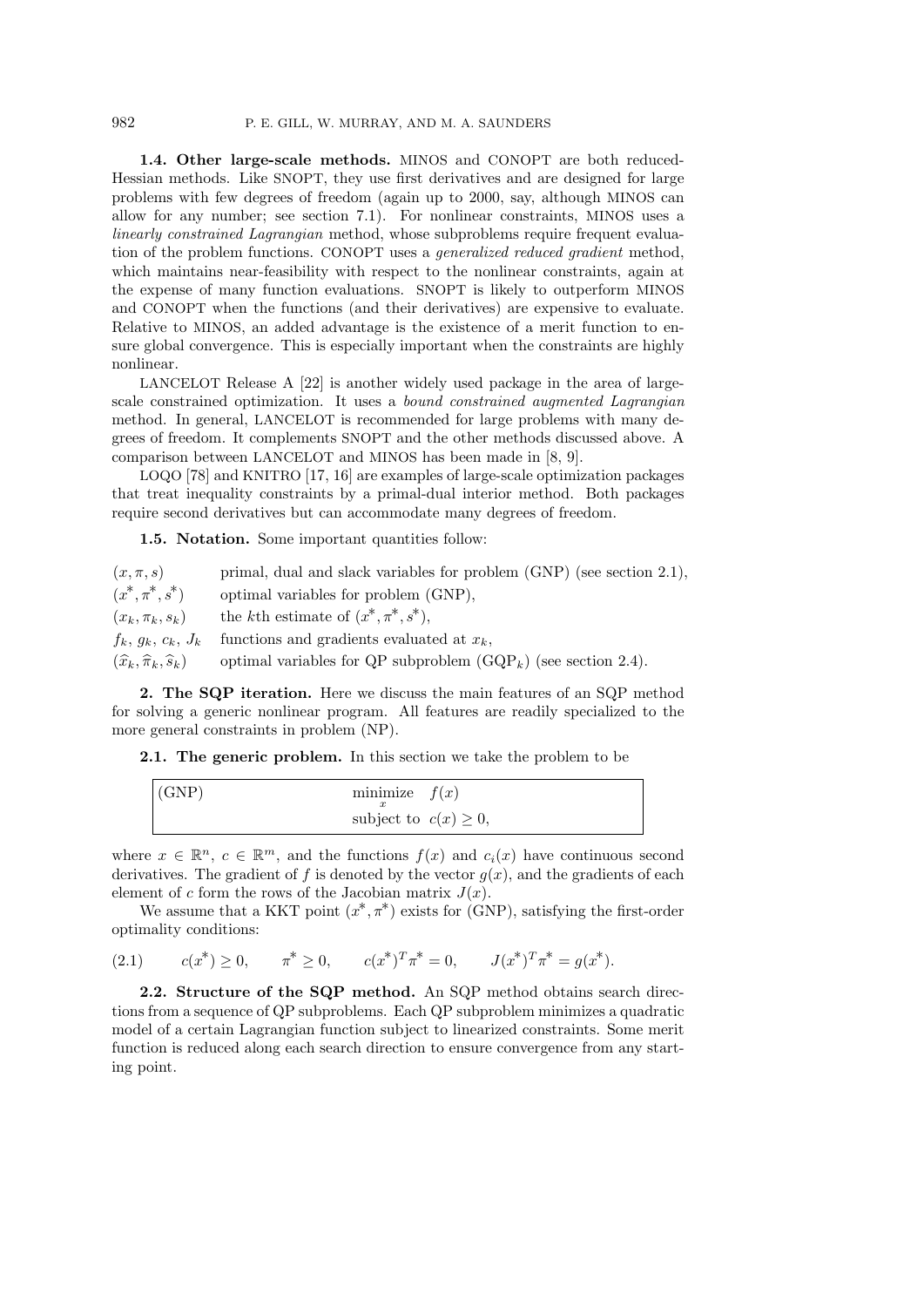**1.4. Other large-scale methods.** MINOS and CONOPT are both reduced-Hessian methods. Like SNOPT, they use first derivatives and are designed for large problems with few degrees of freedom (again up to 2000, say, although MINOS can allow for any number; see section 7.1). For nonlinear constraints, MINOS uses a *linearly constrained Lagrangian* method, whose subproblems require frequent evaluation of the problem functions. CONOPT uses a *generalized reduced gradient* method, which maintains near-feasibility with respect to the nonlinear constraints, again at the expense of many function evaluations. SNOPT is likely to outperform MINOS and CONOPT when the functions (and their derivatives) are expensive to evaluate. Relative to MINOS, an added advantage is the existence of a merit function to ensure global convergence. This is especially important when the constraints are highly nonlinear.

LANCELOT Release A [22] is another widely used package in the area of large-scale constrained optimization. It uses a *bound constrained augmented Lagrangian* method. In general, LANCELOT is recommended for large problems with many degrees of freedom. It complements SNOPT and the other methods discussed above. A comparison between LANCELOT and MINOS has been made in [8, 9].

LOQO [78] and KNITRO [17, 16] are examples of large-scale optimization packages that treat inequality constraints by a primal-dual interior method. Both packages require second derivatives but can accommodate many degrees of freedom.

**1.5. Notation.** Some important quantities follow:

| | |
|---|---|
| $(x, \pi, s)$ | primal, dual and slack variables for problem (GNP) (see section 2.1), |
| $(x^*, \pi^*, s^*)$ | optimal variables for problem (GNP), |
| $(x_k, \pi_k, s_k)$ | the $k$th estimate of $(x^*, \pi^*, s^*)$, |
| $f_k,\ g_k,\ c_k,\ J_k$ | functions and gradients evaluated at $x_k$, |
| $(\widehat{x}_k, \widehat{\pi}_k, \widehat{s}_k)$ | optimal variables for QP subproblem (GQP$_k$) (see section 2.4). |

**2. The SQP iteration.** Here we discuss the main features of an SQP method for solving a generic nonlinear program. All features are readily specialized to the more general constraints in problem (NP).

**2.1. The generic problem.** In this section we take the problem to be

$$\text{(GNP)} \qquad \underset{x}{\text{minimize}} \quad f(x) \qquad \text{subject to} \quad c(x) \geq 0,$$

where $x \in \mathbb{R}^n$, $c \in \mathbb{R}^m$, and the functions $f(x)$ and $c_i(x)$ have continuous second derivatives. The gradient of $f$ is denoted by the vector $g(x)$, and the gradients of each element of $c$ form the rows of the Jacobian matrix $J(x)$.

We assume that a KKT point $(x^*, \pi^*)$ exists for (GNP), satisfying the first-order optimality conditions:

$$c(x^*) \geq 0, \qquad \pi^* \geq 0, \qquad c(x^*)^T \pi^* = 0, \qquad J(x^*)^T \pi^* = g(x^*). \tag{2.1}$$

**2.2. Structure of the SQP method.** An SQP method obtains search directions from a sequence of QP subproblems. Each QP subproblem minimizes a quadratic model of a certain Lagrangian function subject to linearized constraints. Some merit function is reduced along each search direction to ensure convergence from any starting point.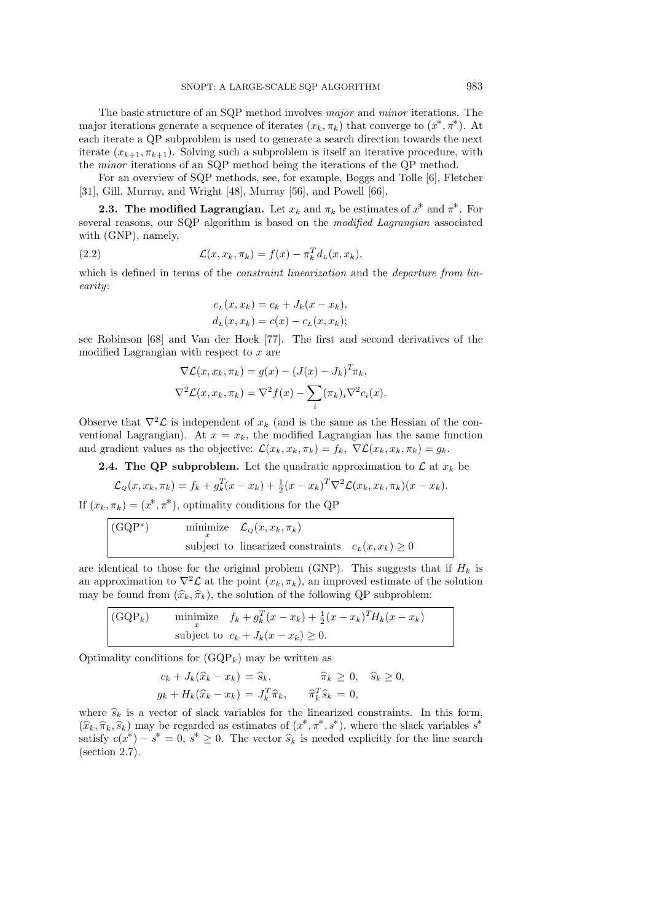The basic structure of an SQP method involves *major* and *minor* iterations. The major iterations generate a sequence of iterates $(x_k, \pi_k)$ that converge to $(x^*, \pi^*)$. At each iterate a QP subproblem is used to generate a search direction towards the next iterate $(x_{k+1}, \pi_{k+1})$. Solving such a subproblem is itself an iterative procedure, with the *minor* iterations of an SQP method being the iterations of the QP method.

For an overview of SQP methods, see, for example, Boggs and Tolle [6], Fletcher [31], Gill, Murray, and Wright [48], Murray [56], and Powell [66].

### 2.3. The modified Lagrangian.

Let $x_k$ and $\pi_k$ be estimates of $x^*$ and $\pi^*$. For several reasons, our SQP algorithm is based on the *modified Lagrangian* associated with (GNP), namely,

$$\mathcal{L}(x, x_k, \pi_k) = f(x) - \pi_k^T d_L(x, x_k), \tag{2.2}$$

which is defined in terms of the *constraint linearization* and the *departure from linearity*:

$$c_L(x, x_k) = c_k + J_k(x - x_k),$$
$$d_L(x, x_k) = c(x) - c_L(x, x_k);$$

see Robinson [68] and Van der Hoek [77]. The first and second derivatives of the modified Lagrangian with respect to $x$ are

$$\nabla\mathcal{L}(x, x_k, \pi_k) = g(x) - (J(x) - J_k)^T \pi_k,$$
$$\nabla^2\mathcal{L}(x, x_k, \pi_k) = \nabla^2 f(x) - \sum_i (\pi_k)_i \nabla^2 c_i(x).$$

Observe that $\nabla^2\mathcal{L}$ is independent of $x_k$ (and is the same as the Hessian of the conventional Lagrangian). At $x = x_k$, the modified Lagrangian has the same function and gradient values as the objective: $\mathcal{L}(x_k, x_k, \pi_k) = f_k$, $\nabla\mathcal{L}(x_k, x_k, \pi_k) = g_k$.

### 2.4. The QP subproblem.

Let the quadratic approximation to $\mathcal{L}$ at $x_k$ be

$$\mathcal{L}_Q(x, x_k, \pi_k) = f_k + g_k^T(x - x_k) + \tfrac{1}{2}(x - x_k)^T \nabla^2\mathcal{L}(x_k, x_k, \pi_k)(x - x_k).$$

If $(x_k, \pi_k) = (x^*, \pi^*)$, optimality conditions for the QP

$$(\text{GQP}^*) \qquad \begin{array}{ll} \underset{x}{\text{minimize}} & \mathcal{L}_Q(x, x_k, \pi_k) \\ \text{subject to} & \text{linearized constraints} \quad c_L(x, x_k) \ge 0 \end{array}$$

are identical to those for the original problem (GNP). This suggests that if $H_k$ is an approximation to $\nabla^2\mathcal{L}$ at the point $(x_k, \pi_k)$, an improved estimate of the solution may be found from $(\widehat{x}_k, \widehat{\pi}_k)$, the solution of the following QP subproblem:

$$(\text{GQP}_k) \qquad \begin{array}{ll} \underset{x}{\text{minimize}} & f_k + g_k^T(x - x_k) + \tfrac{1}{2}(x - x_k)^T H_k (x - x_k) \\ \text{subject to} & c_k + J_k(x - x_k) \ge 0. \end{array}$$

Optimality conditions for $(\text{GQP}_k)$ may be written as

$$c_k + J_k(\widehat{x}_k - x_k) = \widehat{s}_k, \qquad \widehat{\pi}_k \ge 0, \quad \widehat{s}_k \ge 0,$$
$$g_k + H_k(\widehat{x}_k - x_k) = J_k^T \widehat{\pi}_k, \qquad \widehat{\pi}_k^T \widehat{s}_k = 0,$$

where $\widehat{s}_k$ is a vector of slack variables for the linearized constraints. In this form, $(\widehat{x}_k, \widehat{\pi}_k, \widehat{s}_k)$ may be regarded as estimates of $(x^*, \pi^*, s^*)$, where the slack variables $s^*$ satisfy $c(x^*) - s^* = 0$, $s^* \ge 0$. The vector $\widehat{s}_k$ is needed explicitly for the line search (section 2.7).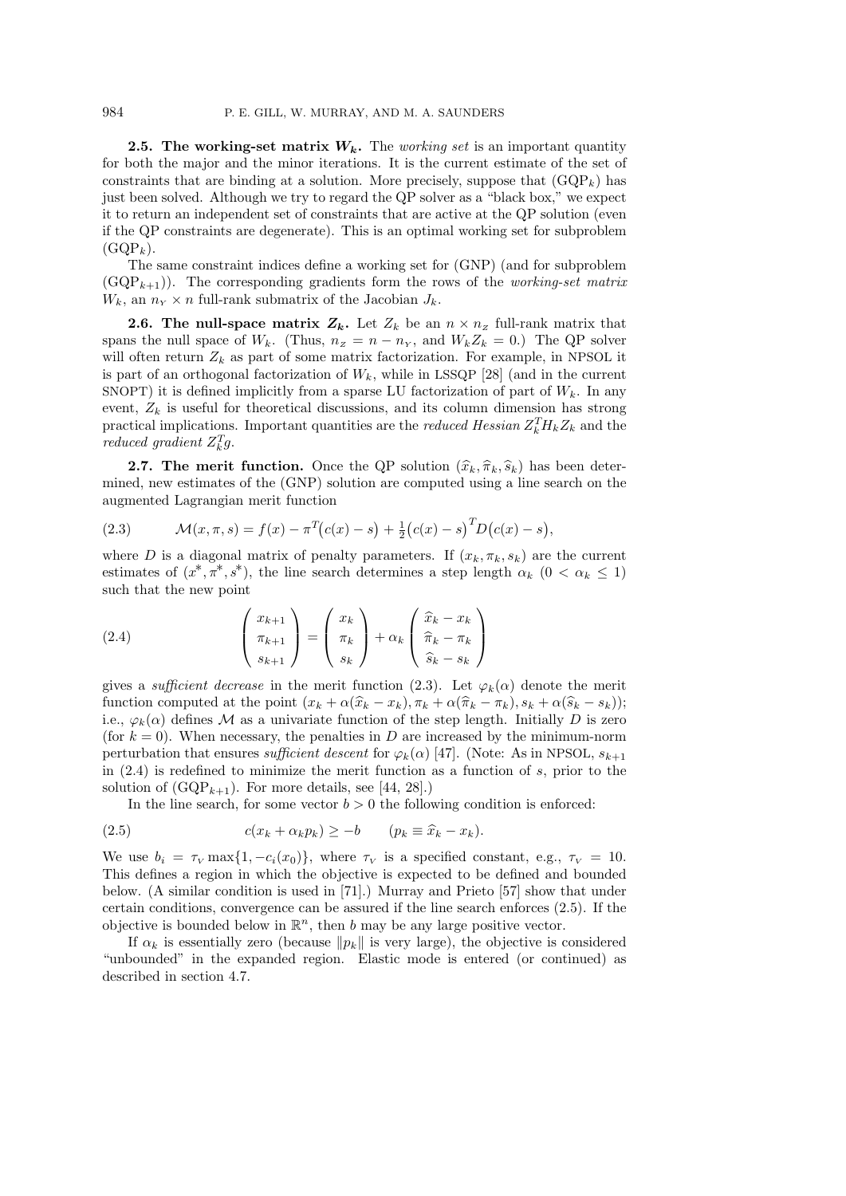**2.5. The working-set matrix $W_k$.** The *working set* is an important quantity for both the major and the minor iterations. It is the current estimate of the set of constraints that are binding at a solution. More precisely, suppose that (GQP$_k$) has just been solved. Although we try to regard the QP solver as a "black box," we expect it to return an independent set of constraints that are active at the QP solution (even if the QP constraints are degenerate). This is an optimal working set for subproblem (GQP$_k$).

The same constraint indices define a working set for (GNP) (and for subproblem (GQP$_{k+1}$)). The corresponding gradients form the rows of the *working-set matrix* $W_k$, an $n_Y \times n$ full-rank submatrix of the Jacobian $J_k$.

**2.6. The null-space matrix $Z_k$.** Let $Z_k$ be an $n \times n_Z$ full-rank matrix that spans the null space of $W_k$. (Thus, $n_Z = n - n_Y$, and $W_k Z_k = 0$.) The QP solver will often return $Z_k$ as part of some matrix factorization. For example, in NPSOL it is part of an orthogonal factorization of $W_k$, while in LSSQP [28] (and in the current SNOPT) it is defined implicitly from a sparse LU factorization of part of $W_k$. In any event, $Z_k$ is useful for theoretical discussions, and its column dimension has strong practical implications. Important quantities are the *reduced Hessian* $Z_k^T H_k Z_k$ and the *reduced gradient* $Z_k^T g$.

**2.7. The merit function.** Once the QP solution $(\widehat{x}_k, \widehat{\pi}_k, \widehat{s}_k)$ has been determined, new estimates of the (GNP) solution are computed using a line search on the augmented Lagrangian merit function

$$\mathcal{M}(x, \pi, s) = f(x) - \pi^T\big(c(x) - s\big) + \tfrac{1}{2}\big(c(x) - s\big)^T D\big(c(x) - s\big), \tag{2.3}$$

where $D$ is a diagonal matrix of penalty parameters. If $(x_k, \pi_k, s_k)$ are the current estimates of $(x^*, \pi^*, s^*)$, the line search determines a step length $\alpha_k$ ($0 < \alpha_k \le 1$) such that the new point

$$\begin{pmatrix} x_{k+1} \\ \pi_{k+1} \\ s_{k+1} \end{pmatrix} = \begin{pmatrix} x_k \\ \pi_k \\ s_k \end{pmatrix} + \alpha_k \begin{pmatrix} \widehat{x}_k - x_k \\ \widehat{\pi}_k - \pi_k \\ \widehat{s}_k - s_k \end{pmatrix} \tag{2.4}$$

gives a *sufficient decrease* in the merit function (2.3). Let $\varphi_k(\alpha)$ denote the merit function computed at the point $(x_k + \alpha(\widehat{x}_k - x_k), \pi_k + \alpha(\widehat{\pi}_k - \pi_k), s_k + \alpha(\widehat{s}_k - s_k))$; i.e., $\varphi_k(\alpha)$ defines $\mathcal{M}$ as a univariate function of the step length. Initially $D$ is zero (for $k = 0$). When necessary, the penalties in $D$ are increased by the minimum-norm perturbation that ensures *sufficient descent* for $\varphi_k(\alpha)$ [47]. (Note: As in NPSOL, $s_{k+1}$ in (2.4) is redefined to minimize the merit function as a function of $s$, prior to the solution of (GQP$_{k+1}$). For more details, see [44, 28].)

In the line search, for some vector $b > 0$ the following condition is enforced:

$$c(x_k + \alpha_k p_k) \ge -b \qquad (p_k \equiv \widehat{x}_k - x_k). \tag{2.5}$$

We use $b_i = \tau_V \max\{1, -c_i(x_0)\}$, where $\tau_V$ is a specified constant, e.g., $\tau_V = 10$. This defines a region in which the objective is expected to be defined and bounded below. (A similar condition is used in [71].) Murray and Prieto [57] show that under certain conditions, convergence can be assured if the line search enforces (2.5). If the objective is bounded below in $\mathbb{R}^n$, then $b$ may be any large positive vector.

If $\alpha_k$ is essentially zero (because $\|p_k\|$ is very large), the objective is considered "unbounded" in the expanded region. Elastic mode is entered (or continued) as described in section 4.7.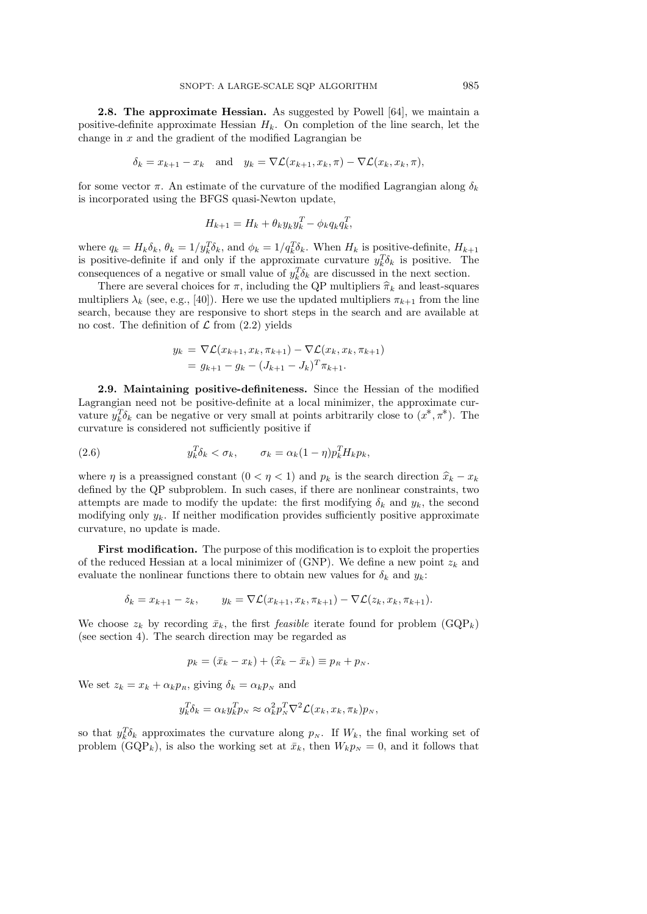**2.8. The approximate Hessian.** As suggested by Powell [64], we maintain a positive-definite approximate Hessian $H_k$. On completion of the line search, let the change in $x$ and the gradient of the modified Lagrangian be

$$\delta_k = x_{k+1} - x_k \quad \text{and} \quad y_k = \nabla \mathcal{L}(x_{k+1}, x_k, \pi) - \nabla \mathcal{L}(x_k, x_k, \pi),$$

for some vector $\pi$. An estimate of the curvature of the modified Lagrangian along $\delta_k$ is incorporated using the BFGS quasi-Newton update,

$$H_{k+1} = H_k + \theta_k y_k y_k^T - \phi_k q_k q_k^T,$$

where $q_k = H_k \delta_k$, $\theta_k = 1/y_k^T \delta_k$, and $\phi_k = 1/q_k^T \delta_k$. When $H_k$ is positive-definite, $H_{k+1}$ is positive-definite if and only if the approximate curvature $y_k^T \delta_k$ is positive. The consequences of a negative or small value of $y_k^T \delta_k$ are discussed in the next section.

There are several choices for $\pi$, including the QP multipliers $\widehat{\pi}_k$ and least-squares multipliers $\lambda_k$ (see, e.g., [40]). Here we use the updated multipliers $\pi_{k+1}$ from the line search, because they are responsive to short steps in the search and are available at no cost. The definition of $\mathcal{L}$ from (2.2) yields

$$\begin{aligned} y_k &= \nabla \mathcal{L}(x_{k+1}, x_k, \pi_{k+1}) - \nabla \mathcal{L}(x_k, x_k, \pi_{k+1}) \\ &= g_{k+1} - g_k - (J_{k+1} - J_k)^T \pi_{k+1}. \end{aligned}$$

**2.9. Maintaining positive-definiteness.** Since the Hessian of the modified Lagrangian need not be positive-definite at a local minimizer, the approximate curvature $y_k^T \delta_k$ can be negative or very small at points arbitrarily close to $(x^*, \pi^*)$. The curvature is considered not sufficiently positive if

$$y_k^T \delta_k < \sigma_k, \qquad \sigma_k = \alpha_k (1 - \eta) p_k^T H_k p_k, \tag{2.6}$$

where $\eta$ is a preassigned constant ($0 < \eta < 1$) and $p_k$ is the search direction $\widehat{x}_k - x_k$ defined by the QP subproblem. In such cases, if there are nonlinear constraints, two attempts are made to modify the update: the first modifying $\delta_k$ and $y_k$, the second modifying only $y_k$. If neither modification provides sufficiently positive approximate curvature, no update is made.

**First modification.** The purpose of this modification is to exploit the properties of the reduced Hessian at a local minimizer of (GNP). We define a new point $z_k$ and evaluate the nonlinear functions there to obtain new values for $\delta_k$ and $y_k$:

$$\delta_k = x_{k+1} - z_k, \qquad y_k = \nabla \mathcal{L}(x_{k+1}, x_k, \pi_{k+1}) - \nabla \mathcal{L}(z_k, x_k, \pi_{k+1}).$$

We choose $z_k$ by recording $\bar{x}_k$, the first *feasible* iterate found for problem (GQP$_k$) (see section 4). The search direction may be regarded as

$$p_k = (\bar{x}_k - x_k) + (\widehat{x}_k - \bar{x}_k) \equiv p_R + p_N.$$

We set $z_k = x_k + \alpha_k p_R$, giving $\delta_k = \alpha_k p_N$ and

$$y_k^T \delta_k = \alpha_k y_k^T p_N \approx \alpha_k^2 p_N^T \nabla^2 \mathcal{L}(x_k, x_k, \pi_k) p_N,$$

so that $y_k^T \delta_k$ approximates the curvature along $p_N$. If $W_k$, the final working set of problem (GQP$_k$), is also the working set at $\bar{x}_k$, then $W_k p_N = 0$, and it follows that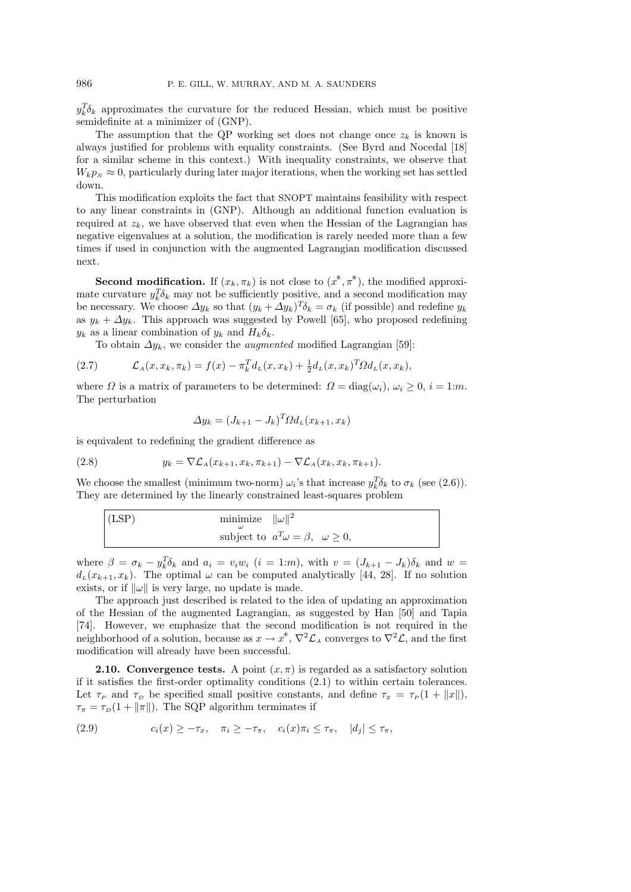$y_k^T\delta_k$ approximates the curvature for the reduced Hessian, which must be positive semidefinite at a minimizer of (GNP).

The assumption that the QP working set does not change once $z_k$ is known is always justified for problems with equality constraints. (See Byrd and Nocedal [18] for a similar scheme in this context.) With inequality constraints, we observe that $W_k p_N \approx 0$, particularly during later major iterations, when the working set has settled down.

This modification exploits the fact that SNOPT maintains feasibility with respect to any linear constraints in (GNP). Although an additional function evaluation is required at $z_k$, we have observed that even when the Hessian of the Lagrangian has negative eigenvalues at a solution, the modification is rarely needed more than a few times if used in conjunction with the augmented Lagrangian modification discussed next.

**Second modification.** If $(x_k, \pi_k)$ is not close to $(x^*, \pi^*)$, the modified approximate curvature $y_k^T\delta_k$ may not be sufficiently positive, and a second modification may be necessary. We choose $\Delta y_k$ so that $(y_k + \Delta y_k)^T\delta_k = \sigma_k$ (if possible) and redefine $y_k$ as $y_k + \Delta y_k$. This approach was suggested by Powell [65], who proposed redefining $y_k$ as a linear combination of $y_k$ and $H_k\delta_k$.

To obtain $\Delta y_k$, we consider the *augmented* modified Lagrangian [59]:

$$\mathcal{L}_A(x, x_k, \pi_k) = f(x) - \pi_k^T d_L(x, x_k) + \tfrac{1}{2} d_L(x, x_k)^T \Omega d_L(x, x_k), \tag{2.7}$$

where $\Omega$ is a matrix of parameters to be determined: $\Omega = \operatorname{diag}(\omega_i)$, $\omega_i \geq 0$, $i = 1{:}m$. The perturbation

$$\Delta y_k = (J_{k+1} - J_k)^T \Omega d_L(x_{k+1}, x_k)$$

is equivalent to redefining the gradient difference as

$$y_k = \nabla \mathcal{L}_A(x_{k+1}, x_k, \pi_{k+1}) - \nabla \mathcal{L}_A(x_k, x_k, \pi_{k+1}). \tag{2.8}$$

We choose the smallest (minimum two-norm) $\omega_i$'s that increase $y_k^T\delta_k$ to $\sigma_k$ (see (2.6)). They are determined by the linearly constrained least-squares problem

| (LSP) | $\underset{\omega}{\text{minimize}} \quad \|\omega\|^2$ |
|---|---|
| | subject to $\; a^T\omega = \beta, \quad \omega \geq 0,$ |

where $\beta = \sigma_k - y_k^T\delta_k$ and $a_i = v_i w_i$ $(i = 1{:}m)$, with $v = (J_{k+1} - J_k)\delta_k$ and $w = d_L(x_{k+1}, x_k)$. The optimal $\omega$ can be computed analytically [44, 28]. If no solution exists, or if $\|\omega\|$ is very large, no update is made.

The approach just described is related to the idea of updating an approximation of the Hessian of the augmented Lagrangian, as suggested by Han [50] and Tapia [74]. However, we emphasize that the second modification is not required in the neighborhood of a solution, because as $x \to x^*$, $\nabla^2\mathcal{L}_A$ converges to $\nabla^2\mathcal{L}$, and the first modification will already have been successful.

**2.10. Convergence tests.** A point $(x, \pi)$ is regarded as a satisfactory solution if it satisfies the first-order optimality conditions (2.1) to within certain tolerances. Let $\tau_P$ and $\tau_D$ be specified small positive constants, and define $\tau_x = \tau_P(1 + \|x\|)$, $\tau_\pi = \tau_D(1 + \|\pi\|)$. The SQP algorithm terminates if

$$c_i(x) \geq -\tau_x, \quad \pi_i \geq -\tau_\pi, \quad c_i(x)\pi_i \leq \tau_\pi, \quad |d_j| \leq \tau_\pi, \tag{2.9}$$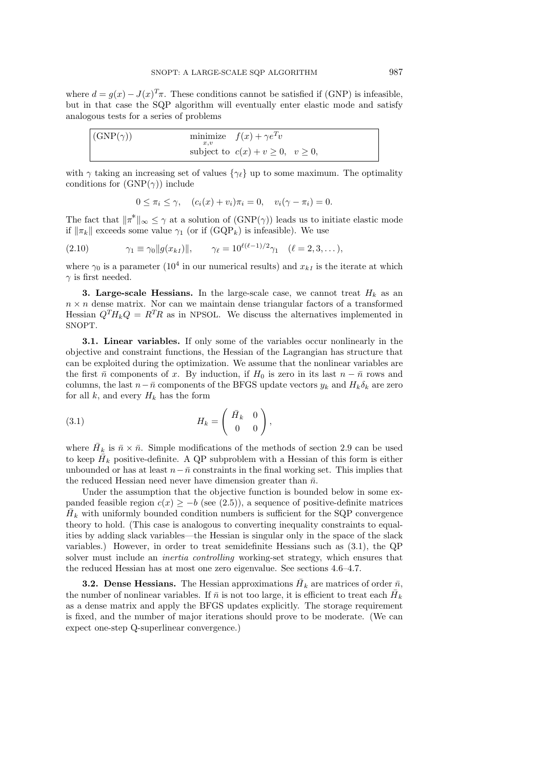where $d = g(x) - J(x)^T\pi$. These conditions cannot be satisfied if (GNP) is infeasible, but in that case the SQP algorithm will eventually enter elastic mode and satisfy analogous tests for a series of problems

$$\text{(GNP}(\gamma)) \qquad \underset{x,v}{\text{minimize}} \quad f(x) + \gamma e^T v \qquad \text{subject to} \;\; c(x) + v \ge 0, \quad v \ge 0,$$

with $\gamma$ taking an increasing set of values $\{\gamma_\ell\}$ up to some maximum. The optimality conditions for (GNP($\gamma$)) include

$$0 \le \pi_i \le \gamma, \quad (c_i(x) + v_i)\pi_i = 0, \quad v_i(\gamma - \pi_i) = 0.$$

The fact that $\|\pi^*\|_\infty \le \gamma$ at a solution of (GNP($\gamma$)) leads us to initiate elastic mode if $\|\pi_k\|$ exceeds some value $\gamma_1$ (or if (GQP$_k$) is infeasible). We use

$$\gamma_1 \equiv \gamma_0 \|g(x_{k1})\|, \qquad \gamma_\ell = 10^{\ell(\ell-1)/2}\gamma_1 \quad (\ell = 2, 3, \dots), \tag{2.10}$$

where $\gamma_0$ is a parameter ($10^4$ in our numerical results) and $x_{k1}$ is the iterate at which $\gamma$ is first needed.

## 3. Large-scale Hessians.

In the large-scale case, we cannot treat $H_k$ as an $n \times n$ dense matrix. Nor can we maintain dense triangular factors of a transformed Hessian $Q^T H_k Q = R^T R$ as in NPSOL. We discuss the alternatives implemented in SNOPT.

### 3.1. Linear variables.

If only some of the variables occur nonlinearly in the objective and constraint functions, the Hessian of the Lagrangian has structure that can be exploited during the optimization. We assume that the nonlinear variables are the first $\bar{n}$ components of $x$. By induction, if $H_0$ is zero in its last $n - \bar{n}$ rows and columns, the last $n - \bar{n}$ components of the BFGS update vectors $y_k$ and $H_k \delta_k$ are zero for all $k$, and every $H_k$ has the form

$$H_k = \begin{pmatrix} \bar{H}_k & 0 \\ 0 & 0 \end{pmatrix}, \tag{3.1}$$

where $\bar{H}_k$ is $\bar{n} \times \bar{n}$. Simple modifications of the methods of section 2.9 can be used to keep $\bar{H}_k$ positive-definite. A QP subproblem with a Hessian of this form is either unbounded or has at least $n - \bar{n}$ constraints in the final working set. This implies that the reduced Hessian need never have dimension greater than $\bar{n}$.

Under the assumption that the objective function is bounded below in some expanded feasible region $c(x) \ge -b$ (see (2.5)), a sequence of positive-definite matrices $\bar{H}_k$ with uniformly bounded condition numbers is sufficient for the SQP convergence theory to hold. (This case is analogous to converting inequality constraints to equalities by adding slack variables—the Hessian is singular only in the space of the slack variables.) However, in order to treat semidefinite Hessians such as (3.1), the QP solver must include an *inertia controlling* working-set strategy, which ensures that the reduced Hessian has at most one zero eigenvalue. See sections 4.6–4.7.

### 3.2. Dense Hessians.

The Hessian approximations $\bar{H}_k$ are matrices of order $\bar{n}$, the number of nonlinear variables. If $\bar{n}$ is not too large, it is efficient to treat each $\bar{H}_k$ as a dense matrix and apply the BFGS updates explicitly. The storage requirement is fixed, and the number of major iterations should prove to be moderate. (We can expect one-step Q-superlinear convergence.)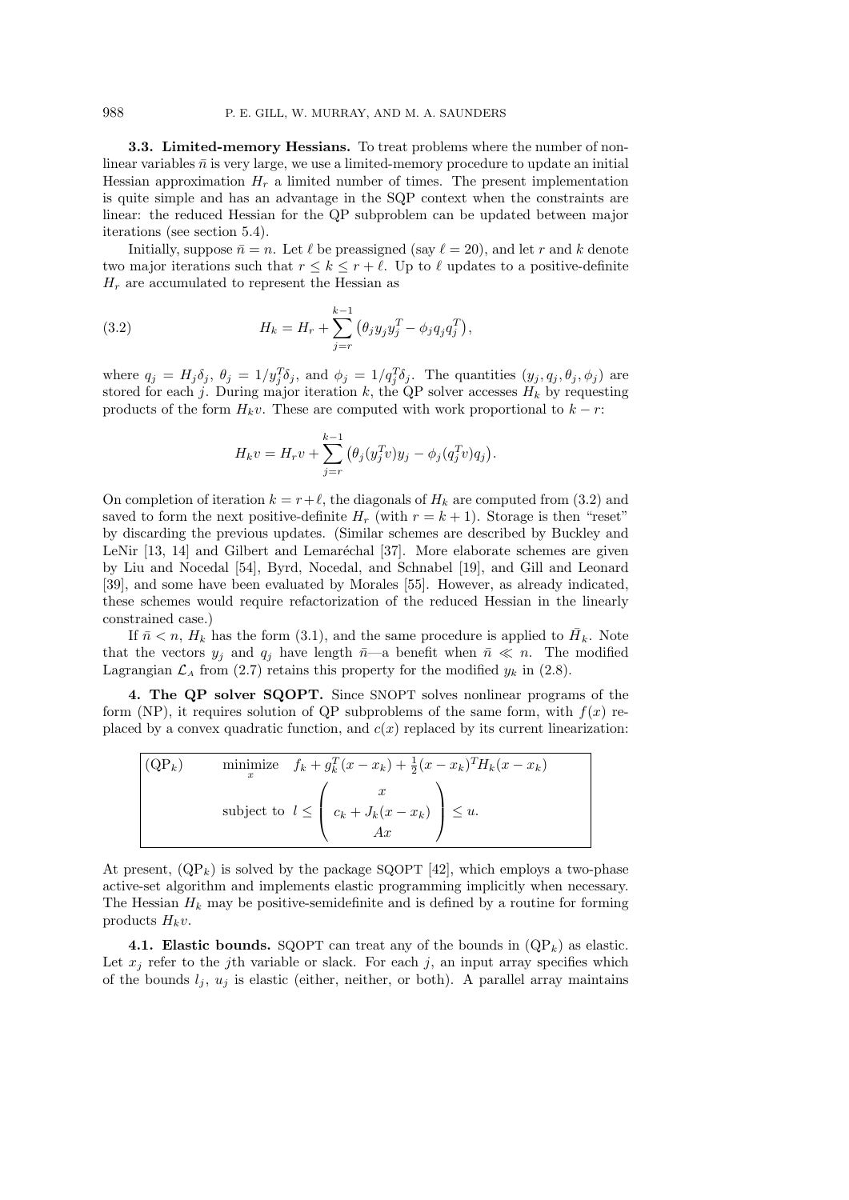**3.3. Limited-memory Hessians.** To treat problems where the number of nonlinear variables $\bar{n}$ is very large, we use a limited-memory procedure to update an initial Hessian approximation $H_r$ a limited number of times. The present implementation is quite simple and has an advantage in the SQP context when the constraints are linear: the reduced Hessian for the QP subproblem can be updated between major iterations (see section 5.4).

Initially, suppose $\bar{n} = n$. Let $\ell$ be preassigned (say $\ell = 20$), and let $r$ and $k$ denote two major iterations such that $r \le k \le r + \ell$. Up to $\ell$ updates to a positive-definite $H_r$ are accumulated to represent the Hessian as

$$H_k = H_r + \sum_{j=r}^{k-1} \left( \theta_j y_j y_j^T - \phi_j q_j q_j^T \right), \tag{3.2}$$

where $q_j = H_j \delta_j$, $\theta_j = 1/y_j^T \delta_j$, and $\phi_j = 1/q_j^T \delta_j$. The quantities $(y_j, q_j, \theta_j, \phi_j)$ are stored for each $j$. During major iteration $k$, the QP solver accesses $H_k$ by requesting products of the form $H_k v$. These are computed with work proportional to $k - r$:

$$H_k v = H_r v + \sum_{j=r}^{k-1} \left( \theta_j (y_j^T v) y_j - \phi_j (q_j^T v) q_j \right).$$

On completion of iteration $k = r + \ell$, the diagonals of $H_k$ are computed from (3.2) and saved to form the next positive-definite $H_r$ (with $r = k + 1$). Storage is then "reset" by discarding the previous updates. (Similar schemes are described by Buckley and LeNir [13, 14] and Gilbert and Lemaréchal [37]. More elaborate schemes are given by Liu and Nocedal [54], Byrd, Nocedal, and Schnabel [19], and Gill and Leonard [39], and some have been evaluated by Morales [55]. However, as already indicated, these schemes would require refactorization of the reduced Hessian in the linearly constrained case.)

If $\bar{n} < n$, $H_k$ has the form (3.1), and the same procedure is applied to $\bar{H}_k$. Note that the vectors $y_j$ and $q_j$ have length $\bar{n}$—a benefit when $\bar{n} \ll n$. The modified Lagrangian $\mathcal{L}_A$ from (2.7) retains this property for the modified $y_k$ in (2.8).

**4. The QP solver SQOPT.** Since SNOPT solves nonlinear programs of the form (NP), it requires solution of QP subproblems of the same form, with $f(x)$ replaced by a convex quadratic function, and $c(x)$ replaced by its current linearization:

$$(\mathrm{QP}_k) \qquad \underset{x}{\text{minimize}} \quad f_k + g_k^T (x - x_k) + \tfrac{1}{2}(x - x_k)^T H_k (x - x_k)$$
$$\text{subject to} \;\; l \le \begin{pmatrix} x \\ c_k + J_k(x - x_k) \\ Ax \end{pmatrix} \le u.$$

At present, $(\mathrm{QP}_k)$ is solved by the package SQOPT [42], which employs a two-phase active-set algorithm and implements elastic programming implicitly when necessary. The Hessian $H_k$ may be positive-semidefinite and is defined by a routine for forming products $H_k v$.

**4.1. Elastic bounds.** SQOPT can treat any of the bounds in $(\mathrm{QP}_k)$ as elastic. Let $x_j$ refer to the $j$th variable or slack. For each $j$, an input array specifies which of the bounds $l_j$, $u_j$ is elastic (either, neither, or both). A parallel array maintains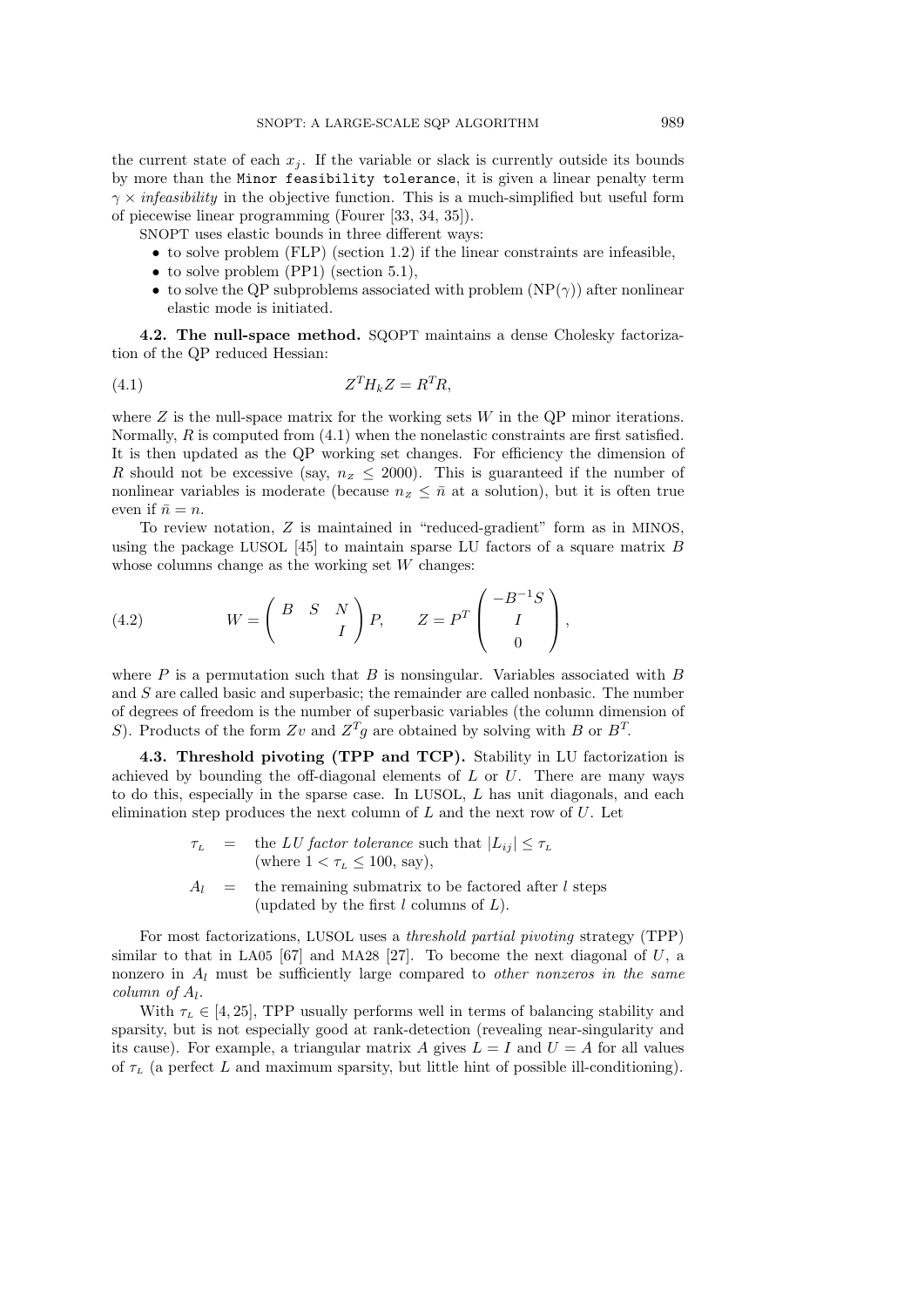the current state of each $x_j$. If the variable or slack is currently outside its bounds by more than the `Minor feasibility tolerance`, it is given a linear penalty term $\gamma \times$ *infeasibility* in the objective function. This is a much-simplified but useful form of piecewise linear programming (Fourer [33, 34, 35]).

SNOPT uses elastic bounds in three different ways:

- to solve problem (FLP) (section 1.2) if the linear constraints are infeasible,
- to solve problem (PP1) (section 5.1),
- to solve the QP subproblems associated with problem (NP($\gamma$)) after nonlinear elastic mode is initiated.

**4.2. The null-space method.** SQOPT maintains a dense Cholesky factorization of the QP reduced Hessian:

$$Z^T H_k Z = R^T R, \tag{4.1}$$

where $Z$ is the null-space matrix for the working sets $W$ in the QP minor iterations. Normally, $R$ is computed from (4.1) when the nonelastic constraints are first satisfied. It is then updated as the QP working set changes. For efficiency the dimension of $R$ should not be excessive (say, $n_z \le 2000$). This is guaranteed if the number of nonlinear variables is moderate (because $n_z \le \bar{n}$ at a solution), but it is often true even if $\bar{n} = n$.

To review notation, $Z$ is maintained in "reduced-gradient" form as in MINOS, using the package LUSOL [45] to maintain sparse LU factors of a square matrix $B$ whose columns change as the working set $W$ changes:

$$W = \begin{pmatrix} B & S & N \\ & & I \end{pmatrix} P, \qquad Z = P^T \begin{pmatrix} -B^{-1}S \\ I \\ 0 \end{pmatrix}, \tag{4.2}$$

where $P$ is a permutation such that $B$ is nonsingular. Variables associated with $B$ and $S$ are called basic and superbasic; the remainder are called nonbasic. The number of degrees of freedom is the number of superbasic variables (the column dimension of $S$). Products of the form $Zv$ and $Z^T g$ are obtained by solving with $B$ or $B^T$.

**4.3. Threshold pivoting (TPP and TCP).** Stability in LU factorization is achieved by bounding the off-diagonal elements of $L$ or $U$. There are many ways to do this, especially in the sparse case. In LUSOL, $L$ has unit diagonals, and each elimination step produces the next column of $L$ and the next row of $U$. Let

$\tau_L$ = the *LU factor tolerance* such that $|L_{ij}| \le \tau_L$ (where $1 < \tau_L \le 100$, say),

$A_l$ = the remaining submatrix to be factored after $l$ steps (updated by the first $l$ columns of $L$).

For most factorizations, LUSOL uses a *threshold partial pivoting* strategy (TPP) similar to that in LA05 [67] and MA28 [27]. To become the next diagonal of $U$, a nonzero in $A_l$ must be sufficiently large compared to *other nonzeros in the same column of* $A_l$.

With $\tau_L \in [4, 25]$, TPP usually performs well in terms of balancing stability and sparsity, but is not especially good at rank-detection (revealing near-singularity and its cause). For example, a triangular matrix $A$ gives $L = I$ and $U = A$ for all values of $\tau_L$ (a perfect $L$ and maximum sparsity, but little hint of possible ill-conditioning).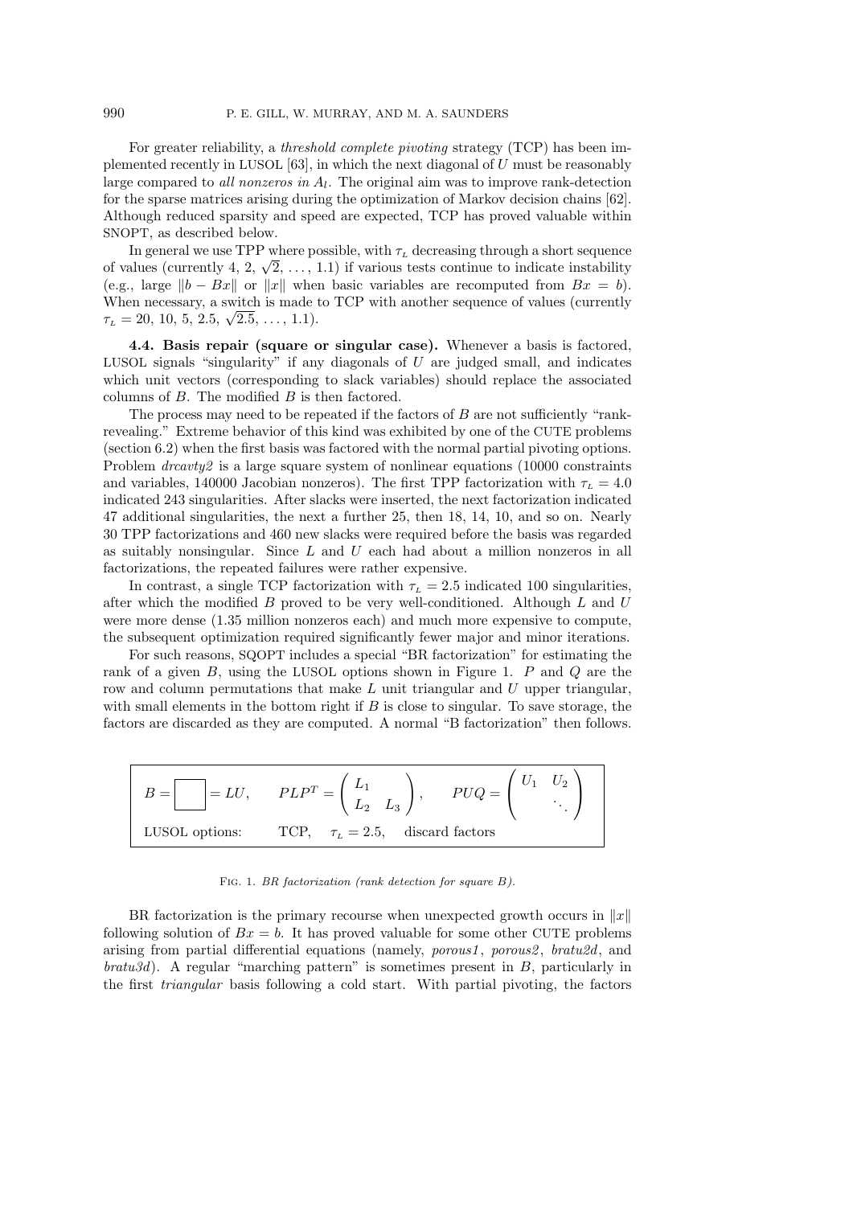For greater reliability, a *threshold complete pivoting* strategy (TCP) has been implemented recently in LUSOL [63], in which the next diagonal of $U$ must be reasonably large compared to *all nonzeros in* $A_l$. The original aim was to improve rank-detection for the sparse matrices arising during the optimization of Markov decision chains [62]. Although reduced sparsity and speed are expected, TCP has proved valuable within SNOPT, as described below.

In general we use TPP where possible, with $\tau_L$ decreasing through a short sequence of values (currently 4, 2, $\sqrt{2}$, ..., 1.1) if various tests continue to indicate instability (e.g., large $\|b - Bx\|$ or $\|x\|$ when basic variables are recomputed from $Bx = b$). When necessary, a switch is made to TCP with another sequence of values (currently $\tau_L = 20, 10, 5, 2.5, \sqrt{2.5}, \ldots, 1.1$).

**4.4. Basis repair (square or singular case).** Whenever a basis is factored, LUSOL signals "singularity" if any diagonals of $U$ are judged small, and indicates which unit vectors (corresponding to slack variables) should replace the associated columns of $B$. The modified $B$ is then factored.

The process may need to be repeated if the factors of $B$ are not sufficiently "rank-revealing." Extreme behavior of this kind was exhibited by one of the CUTE problems (section 6.2) when the first basis was factored with the normal partial pivoting options. Problem *drcavty2* is a large square system of nonlinear equations (10000 constraints and variables, 140000 Jacobian nonzeros). The first TPP factorization with $\tau_L = 4.0$ indicated 243 singularities. After slacks were inserted, the next factorization indicated 47 additional singularities, the next a further 25, then 18, 14, 10, and so on. Nearly 30 TPP factorizations and 460 new slacks were required before the basis was regarded as suitably nonsingular. Since $L$ and $U$ each had about a million nonzeros in all factorizations, the repeated failures were rather expensive.

In contrast, a single TCP factorization with $\tau_L = 2.5$ indicated 100 singularities, after which the modified $B$ proved to be very well-conditioned. Although $L$ and $U$ were more dense (1.35 million nonzeros each) and much more expensive to compute, the subsequent optimization required significantly fewer major and minor iterations.

For such reasons, SQOPT includes a special "BR factorization" for estimating the rank of a given $B$, using the LUSOL options shown in Figure 1. $P$ and $Q$ are the row and column permutations that make $L$ unit triangular and $U$ upper triangular, with small elements in the bottom right if $B$ is close to singular. To save storage, the factors are discarded as they are computed. A normal "B factorization" then follows.

$$B = \boxed{\phantom{X}} = LU, \qquad PLP^T = \begin{pmatrix} L_1 & \\ L_2 & L_3 \end{pmatrix}, \qquad PUQ = \begin{pmatrix} U_1 & U_2 \\ & \ddots \end{pmatrix}$$

LUSOL options: TCP, $\tau_L = 2.5$, discard factors

Fig. 1. *BR factorization (rank detection for square B).*

BR factorization is the primary recourse when unexpected growth occurs in $\|x\|$ following solution of $Bx = b$. It has proved valuable for some other CUTE problems arising from partial differential equations (namely, *porous1*, *porous2*, *bratu2d*, and *bratu3d*). A regular "marching pattern" is sometimes present in $B$, particularly in the first *triangular* basis following a cold start. With partial pivoting, the factors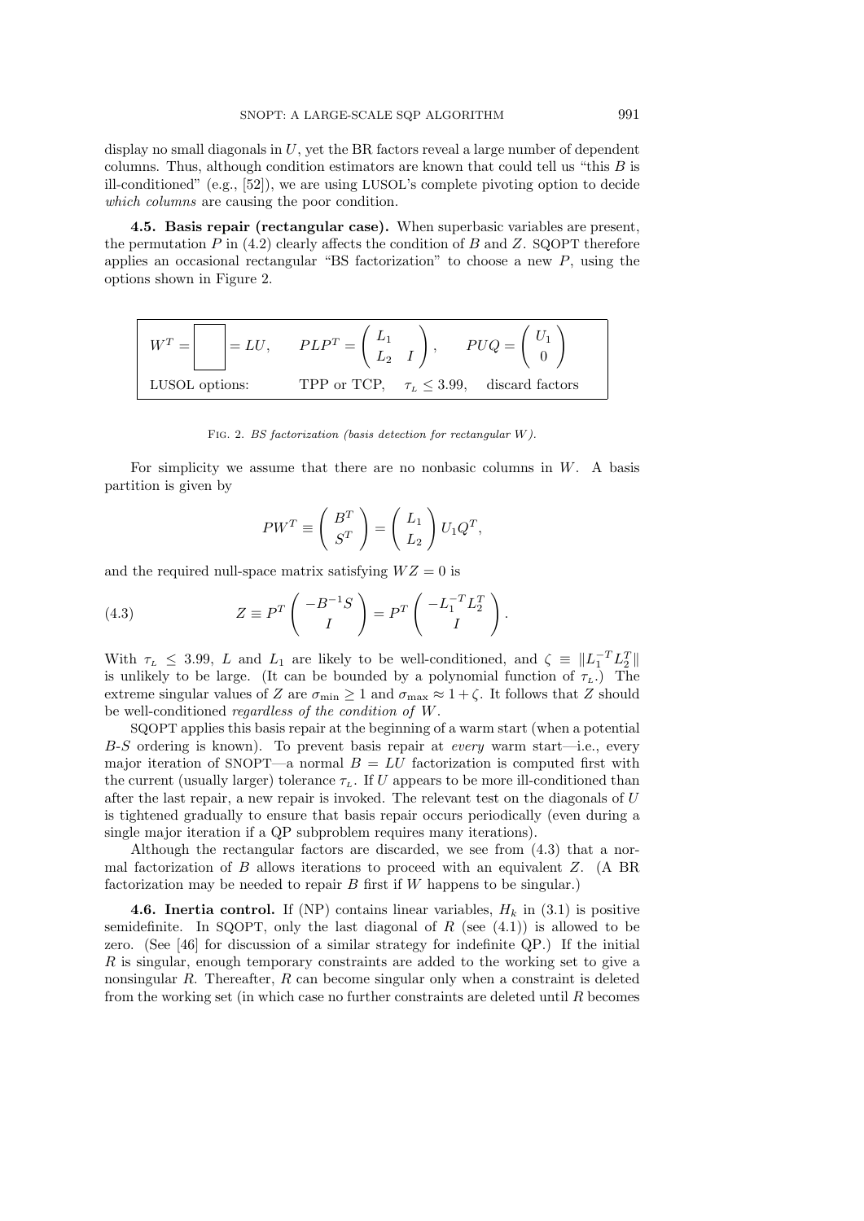display no small diagonals in $U$, yet the BR factors reveal a large number of dependent columns. Thus, although condition estimators are known that could tell us "this $B$ is ill-conditioned" (e.g., [52]), we are using LUSOL's complete pivoting option to decide *which columns* are causing the poor condition.

**4.5. Basis repair (rectangular case).** When superbasic variables are present, the permutation $P$ in (4.2) clearly affects the condition of $B$ and $Z$. SQOPT therefore applies an occasional rectangular "BS factorization" to choose a new $P$, using the options shown in Figure 2.

| $W^T = \boxed{\phantom{X}} = LU,$ | $PLP^T = \begin{pmatrix} L_1 & \\ L_2 & I \end{pmatrix},$ | $PUQ = \begin{pmatrix} U_1 \\ 0 \end{pmatrix}$ |
|---|---|---|
| LUSOL options: | TPP or TCP, $\tau_L \le 3.99$, | discard factors |

Fig. 2. *BS factorization (basis detection for rectangular W).*

For simplicity we assume that there are no nonbasic columns in $W$. A basis partition is given by

$$PW^T \equiv \begin{pmatrix} B^T \\ S^T \end{pmatrix} = \begin{pmatrix} L_1 \\ L_2 \end{pmatrix} U_1 Q^T,$$

and the required null-space matrix satisfying $WZ = 0$ is

$$Z \equiv P^T \begin{pmatrix} -B^{-1}S \\ I \end{pmatrix} = P^T \begin{pmatrix} -L_1^{-T} L_2^T \\ I \end{pmatrix}. \tag{4.3}$$

With $\tau_L \le 3.99$, $L$ and $L_1$ are likely to be well-conditioned, and $\zeta \equiv \|L_1^{-T} L_2^T\|$ is unlikely to be large. (It can be bounded by a polynomial function of $\tau_L$.) The extreme singular values of $Z$ are $\sigma_{\min} \ge 1$ and $\sigma_{\max} \approx 1 + \zeta$. It follows that $Z$ should be well-conditioned *regardless of the condition of W*.

SQOPT applies this basis repair at the beginning of a warm start (when a potential $B$-$S$ ordering is known). To prevent basis repair at *every* warm start—i.e., every major iteration of SNOPT—a normal $B = LU$ factorization is computed first with the current (usually larger) tolerance $\tau_L$. If $U$ appears to be more ill-conditioned than after the last repair, a new repair is invoked. The relevant test on the diagonals of $U$ is tightened gradually to ensure that basis repair occurs periodically (even during a single major iteration if a QP subproblem requires many iterations).

Although the rectangular factors are discarded, we see from (4.3) that a normal factorization of $B$ allows iterations to proceed with an equivalent $Z$. (A BR factorization may be needed to repair $B$ first if $W$ happens to be singular.)

**4.6. Inertia control.** If (NP) contains linear variables, $H_k$ in (3.1) is positive semidefinite. In SQOPT, only the last diagonal of $R$ (see (4.1)) is allowed to be zero. (See [46] for discussion of a similar strategy for indefinite QP.) If the initial $R$ is singular, enough temporary constraints are added to the working set to give a nonsingular $R$. Thereafter, $R$ can become singular only when a constraint is deleted from the working set (in which case no further constraints are deleted until $R$ becomes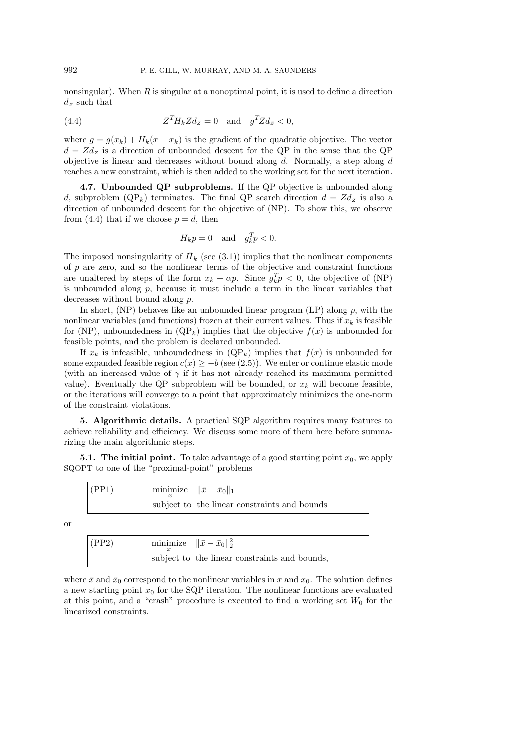nonsingular). When $R$ is singular at a nonoptimal point, it is used to define a direction $d_z$ such that

$$Z^T H_k Z d_z = 0 \quad \text{and} \quad g^T Z d_z < 0, \tag{4.4}$$

where $g = g(x_k) + H_k(x - x_k)$ is the gradient of the quadratic objective. The vector $d = Zd_z$ is a direction of unbounded descent for the QP in the sense that the QP objective is linear and decreases without bound along $d$. Normally, a step along $d$ reaches a new constraint, which is then added to the working set for the next iteration.

**4.7. Unbounded QP subproblems.** If the QP objective is unbounded along $d$, subproblem (QP$_k$) terminates. The final QP search direction $d = Zd_z$ is also a direction of unbounded descent for the objective of (NP). To show this, we observe from (4.4) that if we choose $p = d$, then

$$H_k p = 0 \quad \text{and} \quad g_k^T p < 0.$$

The imposed nonsingularity of $\bar{H}_k$ (see (3.1)) implies that the nonlinear components of $p$ are zero, and so the nonlinear terms of the objective and constraint functions are unaltered by steps of the form $x_k + \alpha p$. Since $g_k^T p < 0$, the objective of (NP) is unbounded along $p$, because it must include a term in the linear variables that decreases without bound along $p$.

In short, (NP) behaves like an unbounded linear program (LP) along $p$, with the nonlinear variables (and functions) frozen at their current values. Thus if $x_k$ is feasible for (NP), unboundedness in (QP$_k$) implies that the objective $f(x)$ is unbounded for feasible points, and the problem is declared unbounded.

If $x_k$ is infeasible, unboundedness in (QP$_k$) implies that $f(x)$ is unbounded for some expanded feasible region $c(x) \geq -b$ (see (2.5)). We enter or continue elastic mode (with an increased value of $\gamma$ if it has not already reached its maximum permitted value). Eventually the QP subproblem will be bounded, or $x_k$ will become feasible, or the iterations will converge to a point that approximately minimizes the one-norm of the constraint violations.

**5. Algorithmic details.** A practical SQP algorithm requires many features to achieve reliability and efficiency. We discuss some more of them here before summarizing the main algorithmic steps.

**5.1. The initial point.** To take advantage of a good starting point $x_0$, we apply SQOPT to one of the "proximal-point" problems

| (PP1) | $\underset{x}{\text{minimize}} \quad \lVert \bar{x} - \bar{x}_0 \rVert_1$ |
|---|---|
| | subject to the linear constraints and bounds |

or

| (PP2) | $\underset{x}{\text{minimize}} \quad \lVert \bar{x} - \bar{x}_0 \rVert_2^2$ |
|---|---|
| | subject to the linear constraints and bounds, |

where $\bar{x}$ and $\bar{x}_0$ correspond to the nonlinear variables in $x$ and $x_0$. The solution defines a new starting point $x_0$ for the SQP iteration. The nonlinear functions are evaluated at this point, and a "crash" procedure is executed to find a working set $W_0$ for the linearized constraints.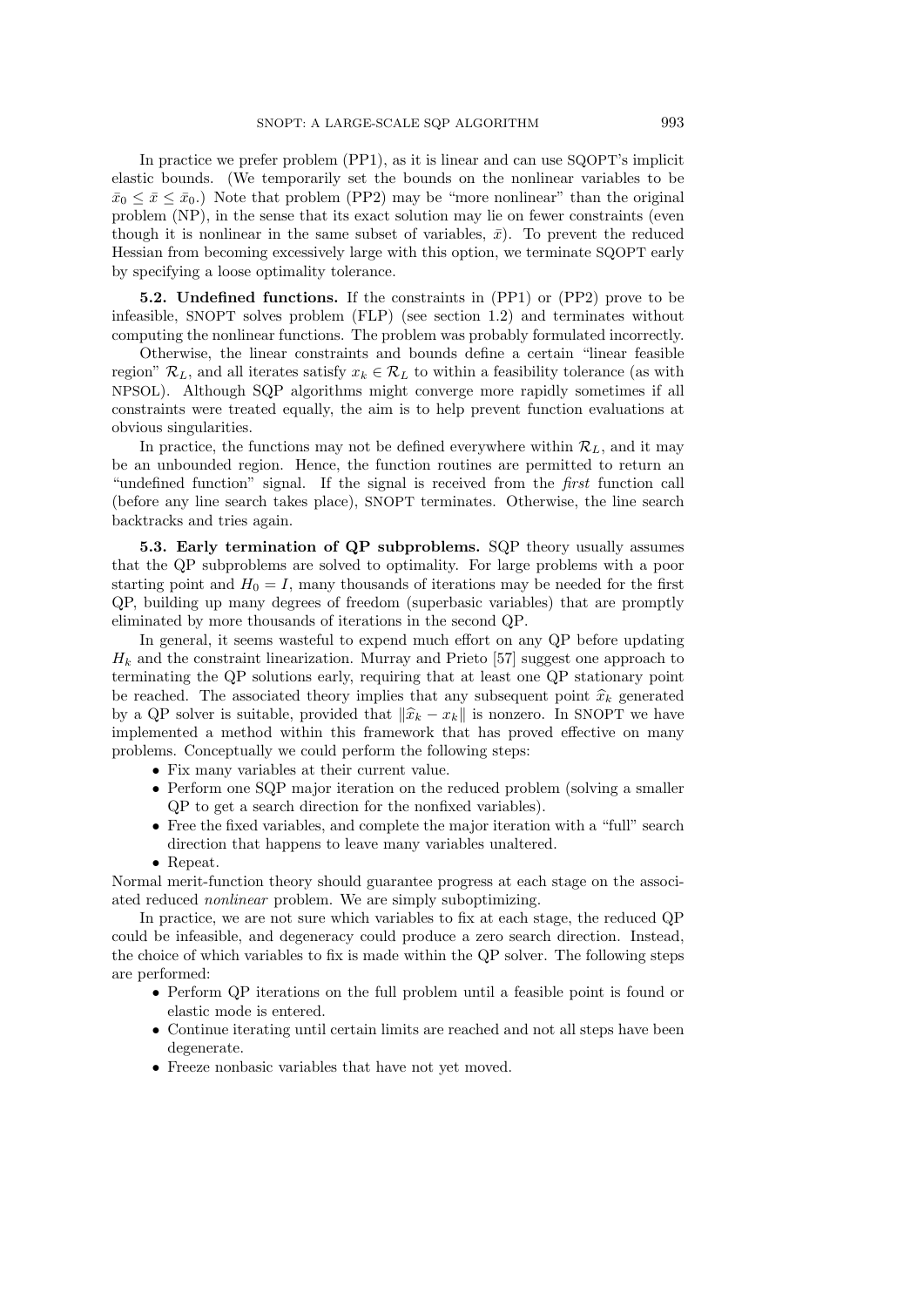In practice we prefer problem (PP1), as it is linear and can use SQOPT's implicit elastic bounds. (We temporarily set the bounds on the nonlinear variables to be $\bar{x}_0 \le \bar{x} \le \bar{x}_0$.) Note that problem (PP2) may be "more nonlinear" than the original problem (NP), in the sense that its exact solution may lie on fewer constraints (even though it is nonlinear in the same subset of variables, $\bar{x}$). To prevent the reduced Hessian from becoming excessively large with this option, we terminate SQOPT early by specifying a loose optimality tolerance.

**5.2. Undefined functions.** If the constraints in (PP1) or (PP2) prove to be infeasible, SNOPT solves problem (FLP) (see section 1.2) and terminates without computing the nonlinear functions. The problem was probably formulated incorrectly.

Otherwise, the linear constraints and bounds define a certain "linear feasible region" $\mathcal{R}_L$, and all iterates satisfy $x_k \in \mathcal{R}_L$ to within a feasibility tolerance (as with NPSOL). Although SQP algorithms might converge more rapidly sometimes if all constraints were treated equally, the aim is to help prevent function evaluations at obvious singularities.

In practice, the functions may not be defined everywhere within $\mathcal{R}_L$, and it may be an unbounded region. Hence, the function routines are permitted to return an "undefined function" signal. If the signal is received from the *first* function call (before any line search takes place), SNOPT terminates. Otherwise, the line search backtracks and tries again.

**5.3. Early termination of QP subproblems.** SQP theory usually assumes that the QP subproblems are solved to optimality. For large problems with a poor starting point and $H_0 = I$, many thousands of iterations may be needed for the first QP, building up many degrees of freedom (superbasic variables) that are promptly eliminated by more thousands of iterations in the second QP.

In general, it seems wasteful to expend much effort on any QP before updating $H_k$ and the constraint linearization. Murray and Prieto [57] suggest one approach to terminating the QP solutions early, requiring that at least one QP stationary point be reached. The associated theory implies that any subsequent point $\widehat{x}_k$ generated by a QP solver is suitable, provided that $\|\widehat{x}_k - x_k\|$ is nonzero. In SNOPT we have implemented a method within this framework that has proved effective on many problems. Conceptually we could perform the following steps:

- Fix many variables at their current value.
- Perform one SQP major iteration on the reduced problem (solving a smaller QP to get a search direction for the nonfixed variables).
- Free the fixed variables, and complete the major iteration with a "full" search direction that happens to leave many variables unaltered.
- Repeat.

Normal merit-function theory should guarantee progress at each stage on the associated reduced *nonlinear* problem. We are simply suboptimizing.

In practice, we are not sure which variables to fix at each stage, the reduced QP could be infeasible, and degeneracy could produce a zero search direction. Instead, the choice of which variables to fix is made within the QP solver. The following steps are performed:

- Perform QP iterations on the full problem until a feasible point is found or elastic mode is entered.
- Continue iterating until certain limits are reached and not all steps have been degenerate.
- Freeze nonbasic variables that have not yet moved.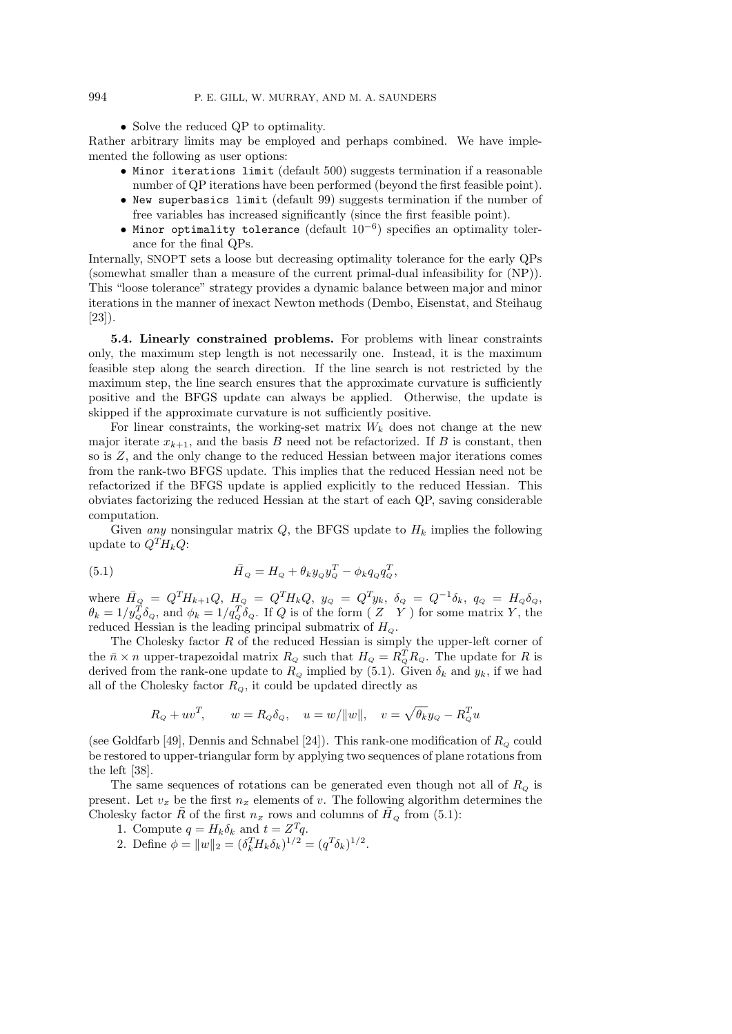- Solve the reduced QP to optimality.

Rather arbitrary limits may be employed and perhaps combined. We have implemented the following as user options:

- `Minor iterations limit` (default 500) suggests termination if a reasonable number of QP iterations have been performed (beyond the first feasible point).
- `New superbasics limit` (default 99) suggests termination if the number of free variables has increased significantly (since the first feasible point).
- `Minor optimality tolerance` (default $10^{-6}$) specifies an optimality tolerance for the final QPs.

Internally, SNOPT sets a loose but decreasing optimality tolerance for the early QPs (somewhat smaller than a measure of the current primal-dual infeasibility for (NP)). This "loose tolerance" strategy provides a dynamic balance between major and minor iterations in the manner of inexact Newton methods (Dembo, Eisenstat, and Steihaug [23]).

**5.4. Linearly constrained problems.** For problems with linear constraints only, the maximum step length is not necessarily one. Instead, it is the maximum feasible step along the search direction. If the line search is not restricted by the maximum step, the line search ensures that the approximate curvature is sufficiently positive and the BFGS update can always be applied. Otherwise, the update is skipped if the approximate curvature is not sufficiently positive.

For linear constraints, the working-set matrix $W_k$ does not change at the new major iterate $x_{k+1}$, and the basis $B$ need not be refactorized. If $B$ is constant, then so is $Z$, and the only change to the reduced Hessian between major iterations comes from the rank-two BFGS update. This implies that the reduced Hessian need not be refactorized if the BFGS update is applied explicitly to the reduced Hessian. This obviates factorizing the reduced Hessian at the start of each QP, saving considerable computation.

Given *any* nonsingular matrix $Q$, the BFGS update to $H_k$ implies the following update to $Q^T H_k Q$:

$$\bar{H}_Q = H_Q + \theta_k y_Q y_Q^T - \phi_k q_Q q_Q^T, \tag{5.1}$$

where $\bar{H}_Q = Q^T H_{k+1} Q$, $H_Q = Q^T H_k Q$, $y_Q = Q^T y_k$, $\delta_Q = Q^{-1}\delta_k$, $q_Q = H_Q \delta_Q$, $\theta_k = 1/y_Q^T \delta_Q$, and $\phi_k = 1/q_Q^T \delta_Q$. If $Q$ is of the form $(\, Z \quad Y \,)$ for some matrix $Y$, the reduced Hessian is the leading principal submatrix of $H_Q$.

The Cholesky factor $R$ of the reduced Hessian is simply the upper-left corner of the $\bar{n} \times n$ upper-trapezoidal matrix $R_Q$ such that $H_Q = R_Q^T R_Q$. The update for $R$ is derived from the rank-one update to $R_Q$ implied by (5.1). Given $\delta_k$ and $y_k$, if we had all of the Cholesky factor $R_Q$, it could be updated directly as

$$R_Q + uv^T, \qquad w = R_Q \delta_Q, \quad u = w/\|w\|, \quad v = \sqrt{\theta_k}\, y_Q - R_Q^T u$$

(see Goldfarb [49], Dennis and Schnabel [24]). This rank-one modification of $R_Q$ could be restored to upper-triangular form by applying two sequences of plane rotations from the left [38].

The same sequences of rotations can be generated even though not all of $R_Q$ is present. Let $v_z$ be the first $n_z$ elements of $v$. The following algorithm determines the Cholesky factor $\bar{R}$ of the first $n_z$ rows and columns of $\bar{H}_Q$ from (5.1):

1. Compute $q = H_k \delta_k$ and $t = Z^T q$.
2. Define $\phi = \|w\|_2 = (\delta_k^T H_k \delta_k)^{1/2} = (q^T \delta_k)^{1/2}$.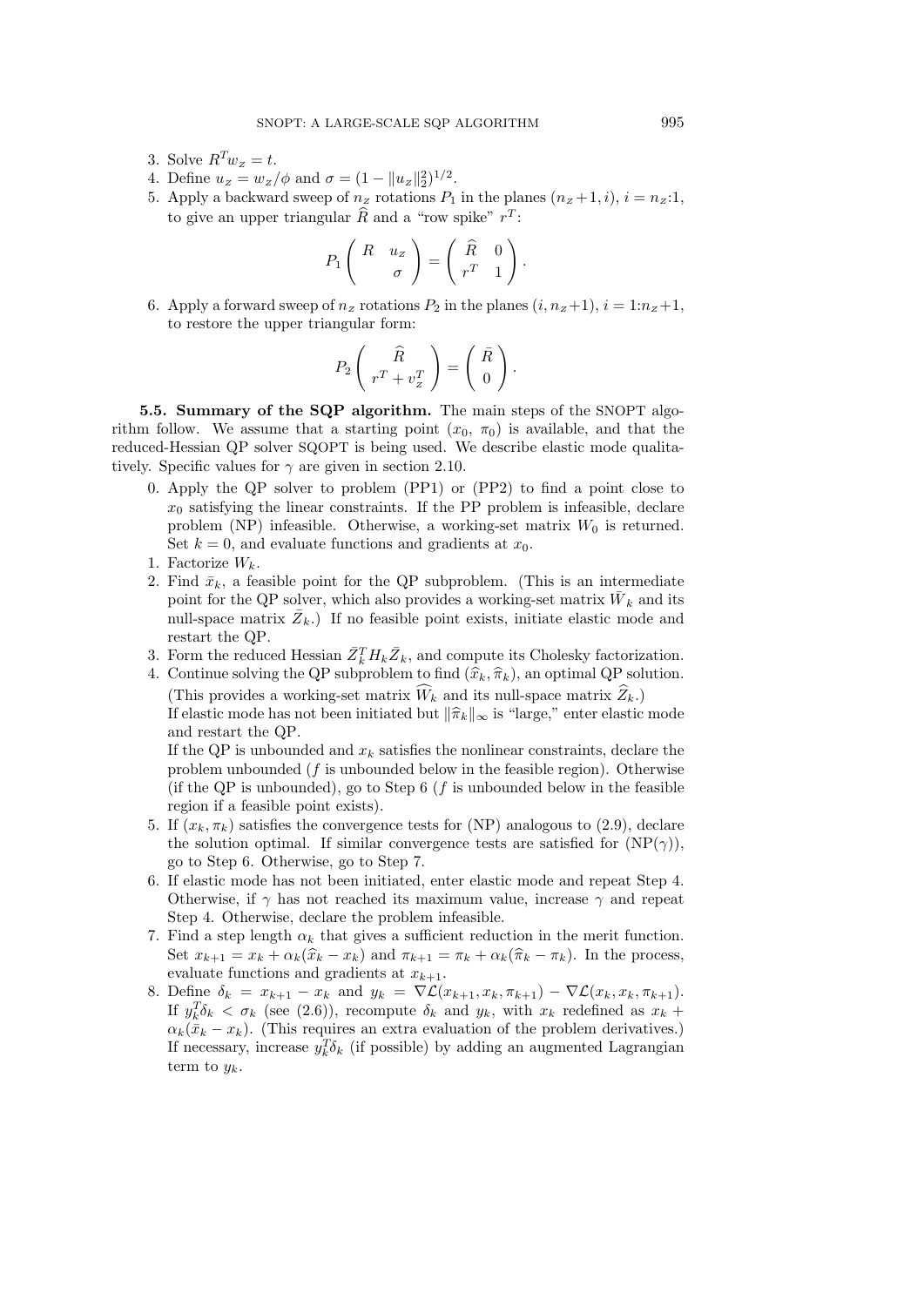3. Solve $R^T w_z = t$.
4. Define $u_z = w_z/\phi$ and $\sigma = (1 - \|u_z\|_2^2)^{1/2}$.
5. Apply a backward sweep of $n_z$ rotations $P_1$ in the planes $(n_z+1, i)$, $i = n_z{:}1$, to give an upper triangular $\widehat{R}$ and a "row spike" $r^T$:

$$P_1 \begin{pmatrix} R & u_z \\ & \sigma \end{pmatrix} = \begin{pmatrix} \widehat{R} & 0 \\ r^T & 1 \end{pmatrix}.$$

6. Apply a forward sweep of $n_z$ rotations $P_2$ in the planes $(i, n_z+1)$, $i = 1{:}n_z+1$, to restore the upper triangular form:

$$P_2 \begin{pmatrix} \widehat{R} \\ r^T + v_z^T \end{pmatrix} = \begin{pmatrix} \bar{R} \\ 0 \end{pmatrix}.$$

**5.5. Summary of the SQP algorithm.** The main steps of the SNOPT algorithm follow. We assume that a starting point $(x_0,\ \pi_0)$ is available, and that the reduced-Hessian QP solver SQOPT is being used. We describe elastic mode qualitatively. Specific values for $\gamma$ are given in section 2.10.

0. Apply the QP solver to problem (PP1) or (PP2) to find a point close to $x_0$ satisfying the linear constraints. If the PP problem is infeasible, declare problem (NP) infeasible. Otherwise, a working-set matrix $W_0$ is returned. Set $k = 0$, and evaluate functions and gradients at $x_0$.
1. Factorize $W_k$.
2. Find $\bar{x}_k$, a feasible point for the QP subproblem. (This is an intermediate point for the QP solver, which also provides a working-set matrix $\bar{W}_k$ and its null-space matrix $\bar{Z}_k$.) If no feasible point exists, initiate elastic mode and restart the QP.
3. Form the reduced Hessian $\bar{Z}_k^T H_k \bar{Z}_k$, and compute its Cholesky factorization.
4. Continue solving the QP subproblem to find $(\widehat{x}_k, \widehat{\pi}_k)$, an optimal QP solution. (This provides a working-set matrix $\widehat{W}_k$ and its null-space matrix $\widehat{Z}_k$.)
   If elastic mode has not been initiated but $\|\widehat{\pi}_k\|_\infty$ is "large," enter elastic mode and restart the QP.
   If the QP is unbounded and $x_k$ satisfies the nonlinear constraints, declare the problem unbounded ($f$ is unbounded below in the feasible region). Otherwise (if the QP is unbounded), go to Step 6 ($f$ is unbounded below in the feasible region if a feasible point exists).
5. If $(x_k, \pi_k)$ satisfies the convergence tests for (NP) analogous to (2.9), declare the solution optimal. If similar convergence tests are satisfied for (NP($\gamma$)), go to Step 6. Otherwise, go to Step 7.
6. If elastic mode has not been initiated, enter elastic mode and repeat Step 4. Otherwise, if $\gamma$ has not reached its maximum value, increase $\gamma$ and repeat Step 4. Otherwise, declare the problem infeasible.
7. Find a step length $\alpha_k$ that gives a sufficient reduction in the merit function. Set $x_{k+1} = x_k + \alpha_k(\widehat{x}_k - x_k)$ and $\pi_{k+1} = \pi_k + \alpha_k(\widehat{\pi}_k - \pi_k)$. In the process, evaluate functions and gradients at $x_{k+1}$.
8. Define $\delta_k = x_{k+1} - x_k$ and $y_k = \nabla\mathcal{L}(x_{k+1}, x_k, \pi_{k+1}) - \nabla\mathcal{L}(x_k, x_k, \pi_{k+1})$. If $y_k^T \delta_k < \sigma_k$ (see (2.6)), recompute $\delta_k$ and $y_k$, with $x_k$ redefined as $x_k + \alpha_k(\bar{x}_k - x_k)$. (This requires an extra evaluation of the problem derivatives.) If necessary, increase $y_k^T \delta_k$ (if possible) by adding an augmented Lagrangian term to $y_k$.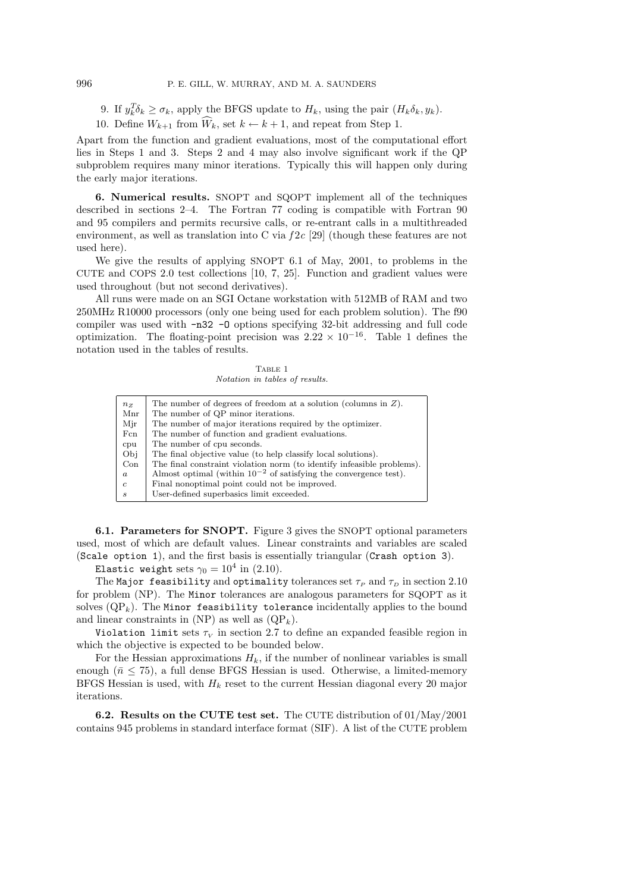9. If $y_k^T\delta_k \geq \sigma_k$, apply the BFGS update to $H_k$, using the pair $(H_k\delta_k, y_k)$.
10. Define $W_{k+1}$ from $\widehat{W}_k$, set $k \leftarrow k+1$, and repeat from Step 1.

Apart from the function and gradient evaluations, most of the computational effort lies in Steps 1 and 3. Steps 2 and 4 may also involve significant work if the QP subproblem requires many minor iterations. Typically this will happen only during the early major iterations.

**6. Numerical results.** SNOPT and SQOPT implement all of the techniques described in sections 2–4. The Fortran 77 coding is compatible with Fortran 90 and 95 compilers and permits recursive calls, or re-entrant calls in a multithreaded environment, as well as translation into C via *f2c* [29] (though these features are not used here).

We give the results of applying SNOPT 6.1 of May, 2001, to problems in the CUTE and COPS 2.0 test collections [10, 7, 25]. Function and gradient values were used throughout (but not second derivatives).

All runs were made on an SGI Octane workstation with 512MB of RAM and two 250MHz R10000 processors (only one being used for each problem solution). The f90 compiler was used with `-n32 -O` options specifying 32-bit addressing and full code optimization. The floating-point precision was $2.22 \times 10^{-16}$. Table 1 defines the notation used in the tables of results.

Table 1
*Notation in tables of results.*

| | |
|---|---|
| $n_Z$ | The number of degrees of freedom at a solution (columns in $Z$). |
| Mnr | The number of QP minor iterations. |
| Mjr | The number of major iterations required by the optimizer. |
| Fcn | The number of function and gradient evaluations. |
| cpu | The number of cpu seconds. |
| Obj | The final objective value (to help classify local solutions). |
| Con | The final constraint violation norm (to identify infeasible problems). |
| $a$ | Almost optimal (within $10^{-2}$ of satisfying the convergence test). |
| $c$ | Final nonoptimal point could not be improved. |
| $s$ | User-defined superbasics limit exceeded. |

**6.1. Parameters for SNOPT.** Figure 3 gives the SNOPT optional parameters used, most of which are default values. Linear constraints and variables are scaled (`Scale option 1`), and the first basis is essentially triangular (`Crash option 3`).

`Elastic weight` sets $\gamma_0 = 10^4$ in (2.10).

The `Major feasibility` and `optimality` tolerances set $\tau_P$ and $\tau_D$ in section 2.10 for problem (NP). The `Minor` tolerances are analogous parameters for SQOPT as it solves ($\text{QP}_k$). The `Minor feasibility tolerance` incidentally applies to the bound and linear constraints in (NP) as well as ($\text{QP}_k$).

`Violation limit` sets $\tau_V$ in section 2.7 to define an expanded feasible region in which the objective is expected to be bounded below.

For the Hessian approximations $H_k$, if the number of nonlinear variables is small enough ($\bar{n} \leq 75$), a full dense BFGS Hessian is used. Otherwise, a limited-memory BFGS Hessian is used, with $H_k$ reset to the current Hessian diagonal every 20 major iterations.

**6.2. Results on the CUTE test set.** The CUTE distribution of 01/May/2001 contains 945 problems in standard interface format (SIF). A list of the CUTE problem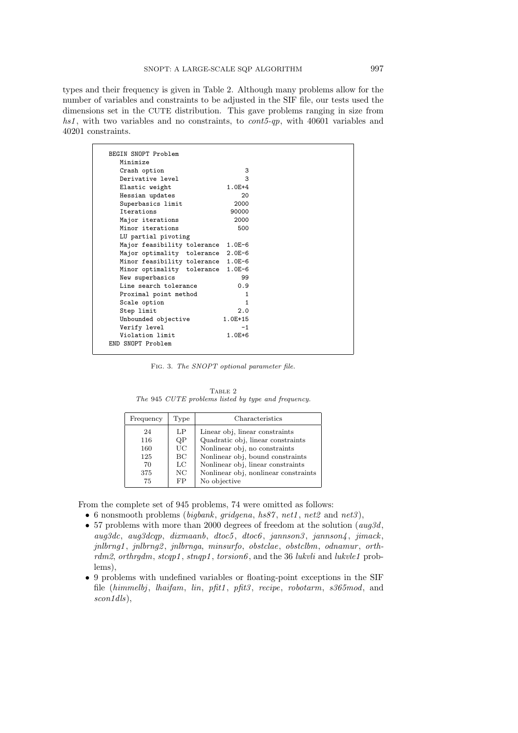types and their frequency is given in Table 2. Although many problems allow for the number of variables and constraints to be adjusted in the SIF file, our tests used the dimensions set in the CUTE distribution. This gave problems ranging in size from *hs1*, with two variables and no constraints, to *cont5-qp*, with 40601 variables and 40201 constraints.

```
BEGIN SNOPT Problem
   Minimize
   Crash option                       3
   Derivative level                   3
   Elastic weight                1.0E+4
   Hessian updates                   20
   Superbasics limit               2000
   Iterations                     90000
   Major iterations                2000
   Minor iterations                 500
   LU partial pivoting
   Major feasibility tolerance  1.0E-6
   Major optimality  tolerance  2.0E-6
   Minor feasibility tolerance  1.0E-6
   Minor optimality  tolerance  1.0E-6
   New superbasics                   99
   Line search tolerance            0.9
   Proximal point method              1
   Scale option                       1
   Step limit                       2.0
   Unbounded objective          1.0E+15
   Verify level                      -1
   Violation limit               1.0E+6
END SNOPT Problem
```

Fig. 3. *The SNOPT optional parameter file.*

Table 2
*The* 945 *CUTE problems listed by type and frequency.*

| Frequency | Type | Characteristics |
|---|---|---|
| 24 | LP | Linear obj, linear constraints |
| 116 | QP | Quadratic obj, linear constraints |
| 160 | UC | Nonlinear obj, no constraints |
| 125 | BC | Nonlinear obj, bound constraints |
| 70 | LC | Nonlinear obj, linear constraints |
| 375 | NC | Nonlinear obj, nonlinear constraints |
| 75 | FP | No objective |

From the complete set of 945 problems, 74 were omitted as follows:

- 6 nonsmooth problems (*bigbank*, *gridgena*, *hs87*, *net1*, *net2* and *net3*),
- 57 problems with more than 2000 degrees of freedom at the solution (*aug3d*, *aug3dc*, *aug3dcqp*, *dixmaanb*, *dtoc5*, *dtoc6*, *jannson3*, *jannson4*, *jimack*, *jnlbrng1*, *jnlbrng2*, *jnlbrnga*, *minsurfo*, *obstclae*, *obstclbm*, *odnamur*, *orthrdm2*, *orthrgdm*, *stcqp1*, *stnqp1*, *torsion6*, and the 36 *lukvli* and *lukvle1* problems),
- 9 problems with undefined variables or floating-point exceptions in the SIF file (*himmelbj*, *lhaifam*, *lin*, *pfit1*, *pfit3*, *recipe*, *robotarm*, *s365mod*, and *scon1dls*),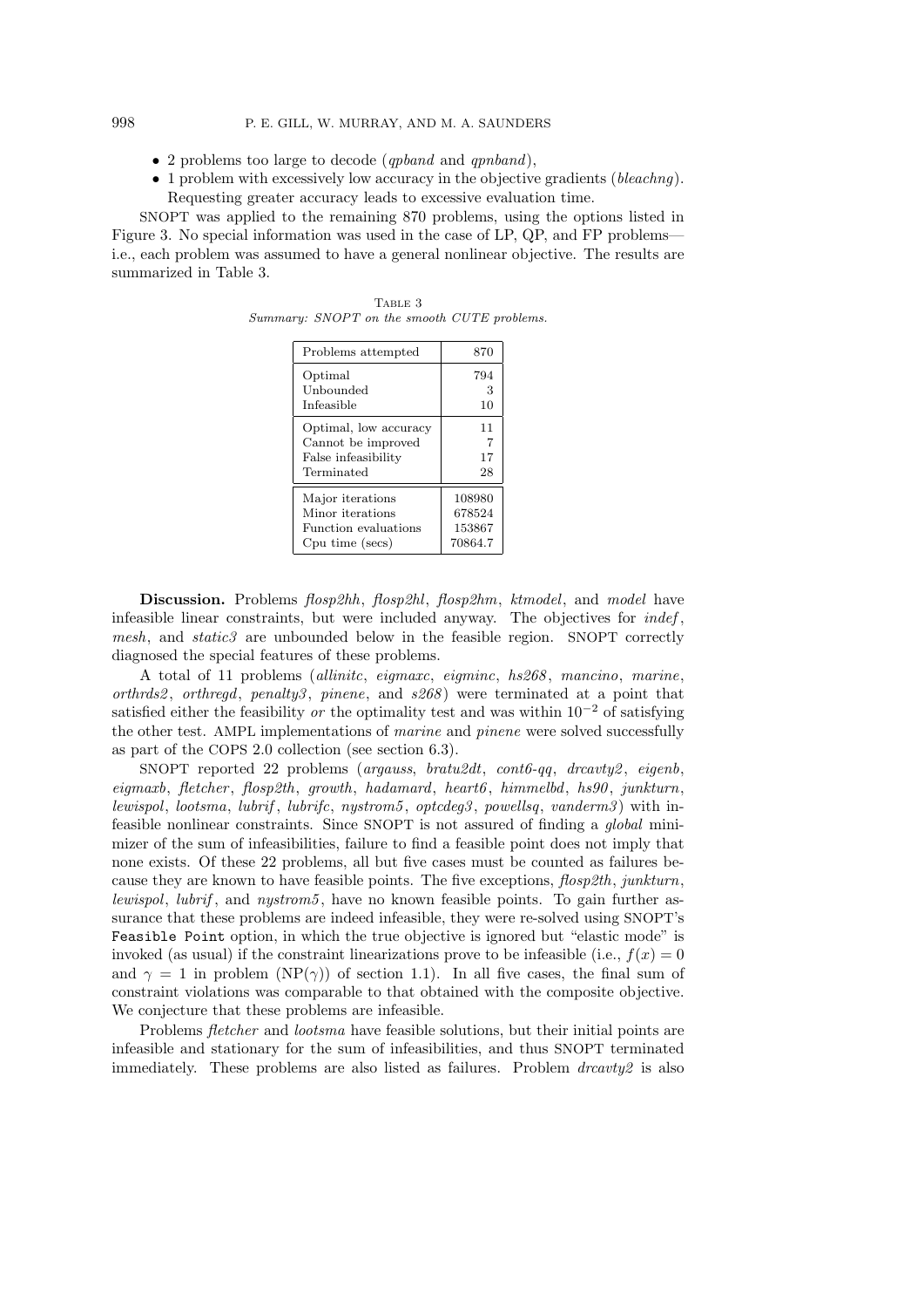- 2 problems too large to decode (*qpband* and *qpnband*),
- 1 problem with excessively low accuracy in the objective gradients (*bleachng*). Requesting greater accuracy leads to excessive evaluation time.

SNOPT was applied to the remaining 870 problems, using the options listed in Figure 3. No special information was used in the case of LP, QP, and FP problems—i.e., each problem was assumed to have a general nonlinear objective. The results are summarized in Table 3.

TABLE 3
*Summary: SNOPT on the smooth CUTE problems.*

| Problems attempted | 870 |
|---|---|
| Optimal | 794 |
| Unbounded | 3 |
| Infeasible | 10 |
| Optimal, low accuracy | 11 |
| Cannot be improved | 7 |
| False infeasibility | 17 |
| Terminated | 28 |
| Major iterations | 108980 |
| Minor iterations | 678524 |
| Function evaluations | 153867 |
| Cpu time (secs) | 70864.7 |

**Discussion.** Problems *flosp2hh*, *flosp2hl*, *flosp2hm*, *ktmodel*, and *model* have infeasible linear constraints, but were included anyway. The objectives for *indef*, *mesh*, and *static3* are unbounded below in the feasible region. SNOPT correctly diagnosed the special features of these problems.

A total of 11 problems (*allinitc*, *eigmaxc*, *eigminc*, *hs268*, *mancino*, *marine*, *orthrds2*, *orthregd*, *penalty3*, *pinene*, and *s268*) were terminated at a point that satisfied either the feasibility *or* the optimality test and was within $10^{-2}$ of satisfying the other test. AMPL implementations of *marine* and *pinene* were solved successfully as part of the COPS 2.0 collection (see section 6.3).

SNOPT reported 22 problems (*argauss*, *bratu2dt*, *cont6-qq*, *drcavty2*, *eigenb*, *eigmaxb*, *fletcher*, *flosp2th*, *growth*, *hadamard*, *heart6*, *himmelbd*, *hs90*, *junkturn*, *lewispol*, *lootsma*, *lubrif*, *lubrifc*, *nystrom5*, *optcdeg3*, *powellsq*, *vanderm3*) with infeasible nonlinear constraints. Since SNOPT is not assured of finding a *global* minimizer of the sum of infeasibilities, failure to find a feasible point does not imply that none exists. Of these 22 problems, all but five cases must be counted as failures because they are known to have feasible points. The five exceptions, *flosp2th*, *junkturn*, *lewispol*, *lubrif*, and *nystrom5*, have no known feasible points. To gain further assurance that these problems are indeed infeasible, they were re-solved using SNOPT's `Feasible Point` option, in which the true objective is ignored but "elastic mode" is invoked (as usual) if the constraint linearizations prove to be infeasible (i.e., $f(x) = 0$ and $\gamma = 1$ in problem (NP($\gamma$)) of section 1.1). In all five cases, the final sum of constraint violations was comparable to that obtained with the composite objective. We conjecture that these problems are infeasible.

Problems *fletcher* and *lootsma* have feasible solutions, but their initial points are infeasible and stationary for the sum of infeasibilities, and thus SNOPT terminated immediately. These problems are also listed as failures. Problem *drcavty2* is also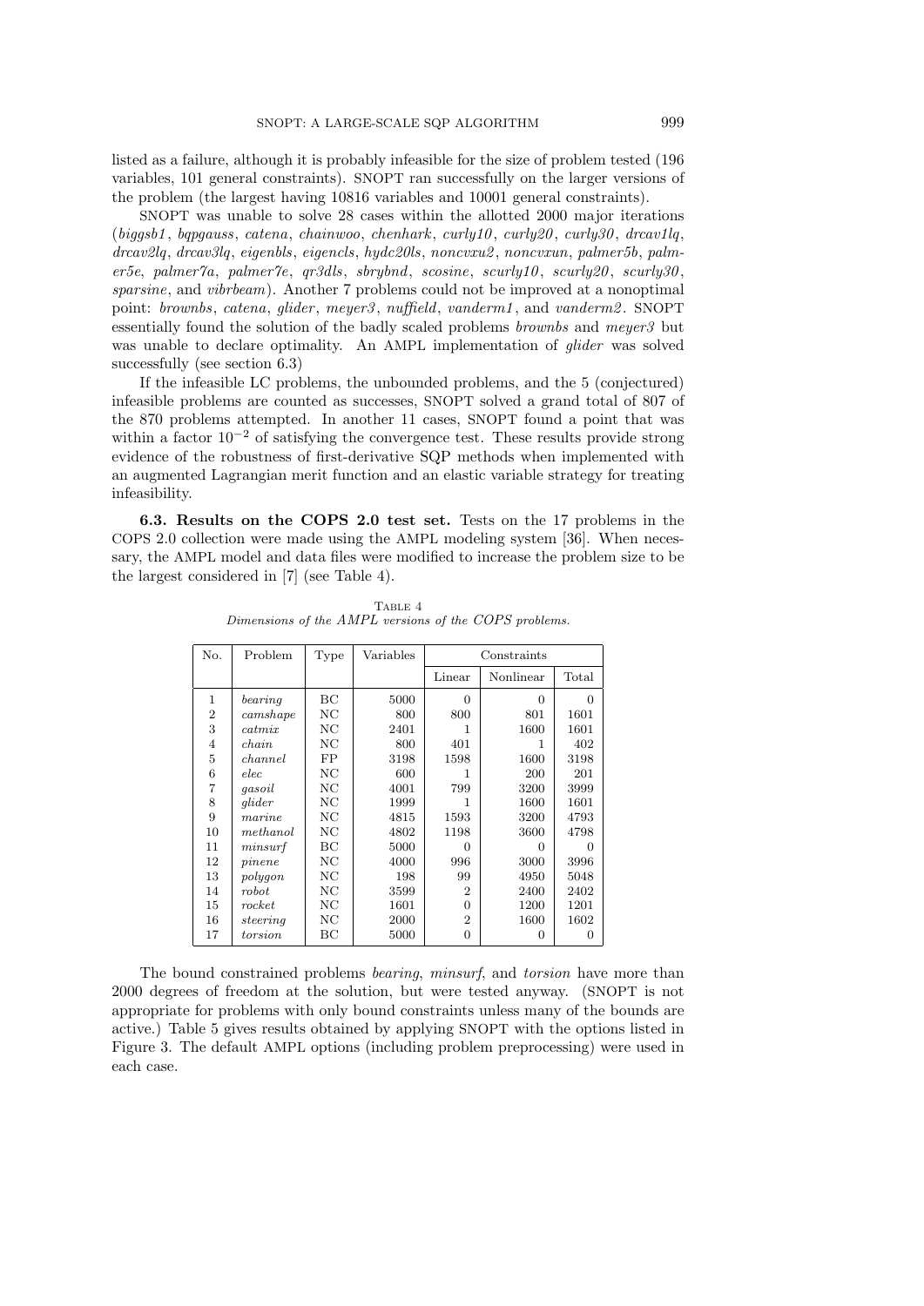listed as a failure, although it is probably infeasible for the size of problem tested (196 variables, 101 general constraints). SNOPT ran successfully on the larger versions of the problem (the largest having 10816 variables and 10001 general constraints).

SNOPT was unable to solve 28 cases within the allotted 2000 major iterations (*biggsb1*, *bqpgauss*, *catena*, *chainwoo*, *chenhark*, *curly10*, *curly20*, *curly30*, *drcav1lq*, *drcav2lq*, *drcav3lq*, *eigenbls*, *eigencls*, *hydc20ls*, *noncvxu2*, *noncvxun*, *palmer5b*, *palmer5e*, *palmer7a*, *palmer7e*, *qr3dls*, *sbrybnd*, *scosine*, *scurly10*, *scurly20*, *scurly30*, *sparsine*, and *vibrbeam*). Another 7 problems could not be improved at a nonoptimal point: *brownbs*, *catena*, *glider*, *meyer3*, *nuffield*, *vanderm1*, and *vanderm2*. SNOPT essentially found the solution of the badly scaled problems *brownbs* and *meyer3* but was unable to declare optimality. An AMPL implementation of *glider* was solved successfully (see section 6.3)

If the infeasible LC problems, the unbounded problems, and the 5 (conjectured) infeasible problems are counted as successes, SNOPT solved a grand total of 807 of the 870 problems attempted. In another 11 cases, SNOPT found a point that was within a factor $10^{-2}$ of satisfying the convergence test. These results provide strong evidence of the robustness of first-derivative SQP methods when implemented with an augmented Lagrangian merit function and an elastic variable strategy for treating infeasibility.

**6.3. Results on the COPS 2.0 test set.** Tests on the 17 problems in the COPS 2.0 collection were made using the AMPL modeling system [36]. When necessary, the AMPL model and data files were modified to increase the problem size to be the largest considered in [7] (see Table 4).

Table 4
*Dimensions of the AMPL versions of the COPS problems.*

| No. | Problem | Type | Variables | Constraints | | |
|---|---|---|---|---|---|---|
| | | | | Linear | Nonlinear | Total |
| 1 | *bearing* | BC | 5000 | 0 | 0 | 0 |
| 2 | *camshape* | NC | 800 | 800 | 801 | 1601 |
| 3 | *catmix* | NC | 2401 | 1 | 1600 | 1601 |
| 4 | *chain* | NC | 800 | 401 | 1 | 402 |
| 5 | *channel* | FP | 3198 | 1598 | 1600 | 3198 |
| 6 | *elec* | NC | 600 | 1 | 200 | 201 |
| 7 | *gasoil* | NC | 4001 | 799 | 3200 | 3999 |
| 8 | *glider* | NC | 1999 | 1 | 1600 | 1601 |
| 9 | *marine* | NC | 4815 | 1593 | 3200 | 4793 |
| 10 | *methanol* | NC | 4802 | 1198 | 3600 | 4798 |
| 11 | *minsurf* | BC | 5000 | 0 | 0 | 0 |
| 12 | *pinene* | NC | 4000 | 996 | 3000 | 3996 |
| 13 | *polygon* | NC | 198 | 99 | 4950 | 5048 |
| 14 | *robot* | NC | 3599 | 2 | 2400 | 2402 |
| 15 | *rocket* | NC | 1601 | 0 | 1200 | 1201 |
| 16 | *steering* | NC | 2000 | 2 | 1600 | 1602 |
| 17 | *torsion* | BC | 5000 | 0 | 0 | 0 |

The bound constrained problems *bearing*, *minsurf*, and *torsion* have more than 2000 degrees of freedom at the solution, but were tested anyway. (SNOPT is not appropriate for problems with only bound constraints unless many of the bounds are active.) Table 5 gives results obtained by applying SNOPT with the options listed in Figure 3. The default AMPL options (including problem preprocessing) were used in each case.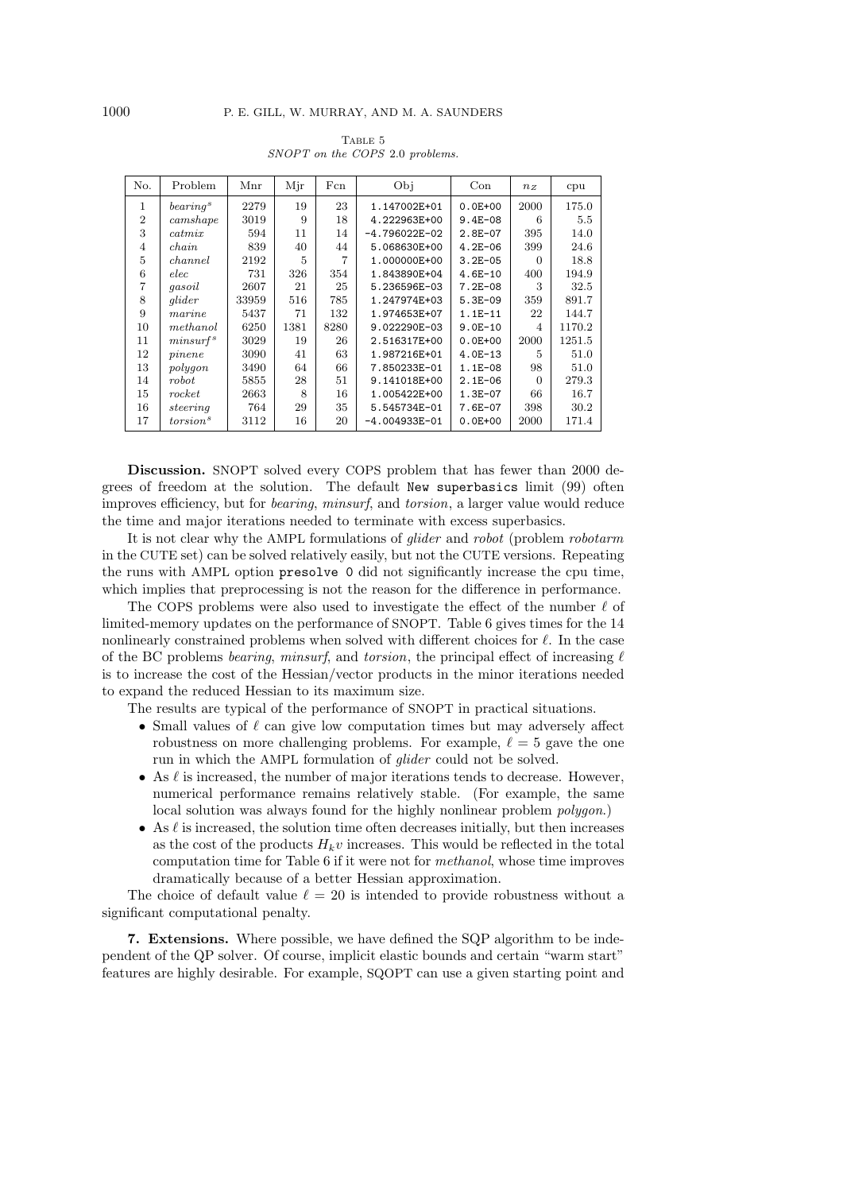TABLE 5
*SNOPT on the COPS 2.0 problems.*

| No. | Problem | Mnr | Mjr | Fcn | Obj | Con | $n_Z$ | cpu |
|---|---|---|---|---|---|---|---|---|
| 1 | *bearing*$^s$ | 2279 | 19 | 23 | 1.147002E+01 | 0.0E+00 | 2000 | 175.0 |
| 2 | *camshape* | 3019 | 9 | 18 | 4.222963E+00 | 9.4E-08 | 6 | 5.5 |
| 3 | *catmix* | 594 | 11 | 14 | -4.796022E-02 | 2.8E-07 | 395 | 14.0 |
| 4 | *chain* | 839 | 40 | 44 | 5.068630E+00 | 4.2E-06 | 399 | 24.6 |
| 5 | *channel* | 2192 | 5 | 7 | 1.000000E+00 | 3.2E-05 | 0 | 18.8 |
| 6 | *elec* | 731 | 326 | 354 | 1.843890E+04 | 4.6E-10 | 400 | 194.9 |
| 7 | *gasoil* | 2607 | 21 | 25 | 5.236596E-03 | 7.2E-08 | 3 | 32.5 |
| 8 | *glider* | 33959 | 516 | 785 | 1.247974E+03 | 5.3E-09 | 359 | 891.7 |
| 9 | *marine* | 5437 | 71 | 132 | 1.974653E+07 | 1.1E-11 | 22 | 144.7 |
| 10 | *methanol* | 6250 | 1381 | 8280 | 9.022290E-03 | 9.0E-10 | 4 | 1170.2 |
| 11 | *minsurf*$^s$ | 3029 | 19 | 26 | 2.516317E+00 | 0.0E+00 | 2000 | 1251.5 |
| 12 | *pinene* | 3090 | 41 | 63 | 1.987216E+01 | 4.0E-13 | 5 | 51.0 |
| 13 | *polygon* | 3490 | 64 | 66 | 7.850233E-01 | 1.1E-08 | 98 | 51.0 |
| 14 | *robot* | 5855 | 28 | 51 | 9.141018E+00 | 2.1E-06 | 0 | 279.3 |
| 15 | *rocket* | 2663 | 8 | 16 | 1.005422E+00 | 1.3E-07 | 66 | 16.7 |
| 16 | *steering* | 764 | 29 | 35 | 5.545734E-01 | 7.6E-07 | 398 | 30.2 |
| 17 | *torsion*$^s$ | 3112 | 16 | 20 | -4.004933E-01 | 0.0E+00 | 2000 | 171.4 |

**Discussion.** SNOPT solved every COPS problem that has fewer than 2000 degrees of freedom at the solution. The default `New superbasics` limit (99) often improves efficiency, but for *bearing*, *minsurf*, and *torsion*, a larger value would reduce the time and major iterations needed to terminate with excess superbasics.

It is not clear why the AMPL formulations of *glider* and *robot* (problem *robotarm* in the CUTE set) can be solved relatively easily, but not the CUTE versions. Repeating the runs with AMPL option `presolve 0` did not significantly increase the cpu time, which implies that preprocessing is not the reason for the difference in performance.

The COPS problems were also used to investigate the effect of the number $\ell$ of limited-memory updates on the performance of SNOPT. Table 6 gives times for the 14 nonlinearly constrained problems when solved with different choices for $\ell$. In the case of the BC problems *bearing*, *minsurf*, and *torsion*, the principal effect of increasing $\ell$ is to increase the cost of the Hessian/vector products in the minor iterations needed to expand the reduced Hessian to its maximum size.

The results are typical of the performance of SNOPT in practical situations.

- Small values of $\ell$ can give low computation times but may adversely affect robustness on more challenging problems. For example, $\ell = 5$ gave the one run in which the AMPL formulation of *glider* could not be solved.
- As $\ell$ is increased, the number of major iterations tends to decrease. However, numerical performance remains relatively stable. (For example, the same local solution was always found for the highly nonlinear problem *polygon*.)
- As $\ell$ is increased, the solution time often decreases initially, but then increases as the cost of the products $H_k v$ increases. This would be reflected in the total computation time for Table 6 if it were not for *methanol*, whose time improves dramatically because of a better Hessian approximation.

The choice of default value $\ell = 20$ is intended to provide robustness without a significant computational penalty.

**7. Extensions.** Where possible, we have defined the SQP algorithm to be independent of the QP solver. Of course, implicit elastic bounds and certain "warm start" features are highly desirable. For example, SQOPT can use a given starting point and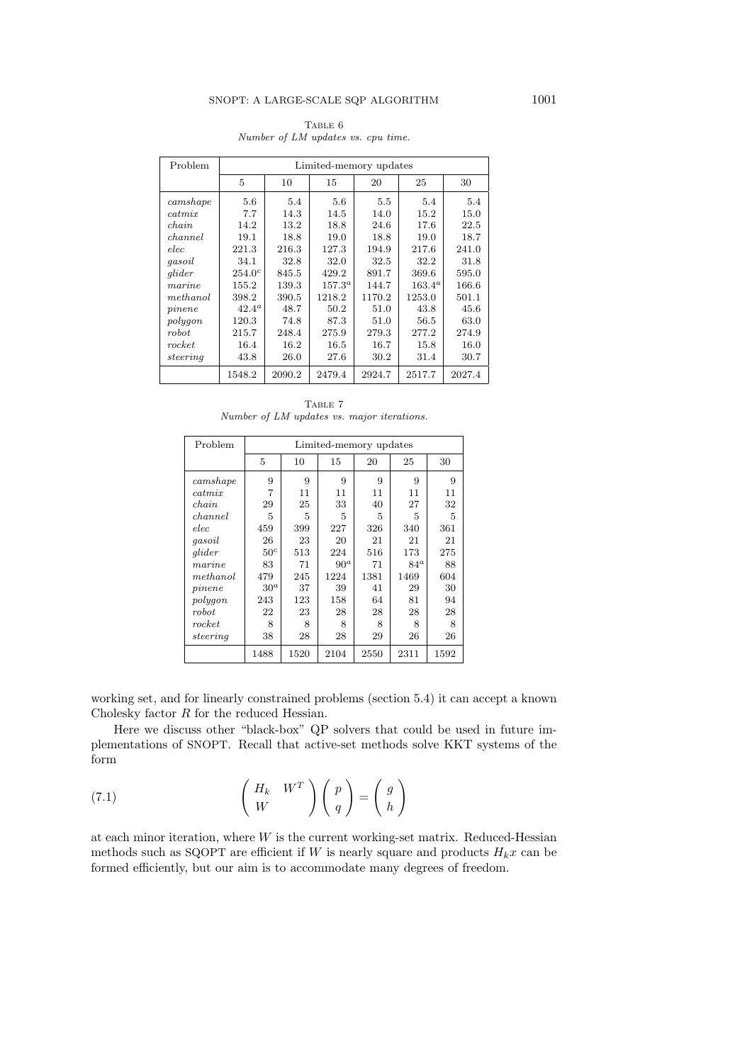Table 6

*Number of LM updates vs. cpu time.*

| Problem | Limited-memory updates | | | | | |
|---|---|---|---|---|---|---|
| | 5 | 10 | 15 | 20 | 25 | 30 |
| *camshape* | 5.6 | 5.4 | 5.6 | 5.5 | 5.4 | 5.4 |
| *catmix* | 7.7 | 14.3 | 14.5 | 14.0 | 15.2 | 15.0 |
| *chain* | 14.2 | 13.2 | 18.8 | 24.6 | 17.6 | 22.5 |
| *channel* | 19.1 | 18.8 | 19.0 | 18.8 | 19.0 | 18.7 |
| *elec* | 221.3 | 216.3 | 127.3 | 194.9 | 217.6 | 241.0 |
| *gasoil* | 34.1 | 32.8 | 32.0 | 32.5 | 32.2 | 31.8 |
| *glider* | 254.0[c] | 845.5 | 429.2 | 891.7 | 369.6 | 595.0 |
| *marine* | 155.2 | 139.3 | 157.3[a] | 144.7 | 163.4[a] | 166.6 |
| *methanol* | 398.2 | 390.5 | 1218.2 | 1170.2 | 1253.0 | 501.1 |
| *pinene* | 42.4[a] | 48.7 | 50.2 | 51.0 | 43.8 | 45.6 |
| *polygon* | 120.3 | 74.8 | 87.3 | 51.0 | 56.5 | 63.0 |
| *robot* | 215.7 | 248.4 | 275.9 | 279.3 | 277.2 | 274.9 |
| *rocket* | 16.4 | 16.2 | 16.5 | 16.7 | 15.8 | 16.0 |
| *steering* | 43.8 | 26.0 | 27.6 | 30.2 | 31.4 | 30.7 |
| | 1548.2 | 2090.2 | 2479.4 | 2924.7 | 2517.7 | 2027.4 |

Table 7

*Number of LM updates vs. major iterations.*

| Problem | Limited-memory updates | | | | | |
|---|---|---|---|---|---|---|
| | 5 | 10 | 15 | 20 | 25 | 30 |
| *camshape* | 9 | 9 | 9 | 9 | 9 | 9 |
| *catmix* | 7 | 11 | 11 | 11 | 11 | 11 |
| *chain* | 29 | 25 | 33 | 40 | 27 | 32 |
| *channel* | 5 | 5 | 5 | 5 | 5 | 5 |
| *elec* | 459 | 399 | 227 | 326 | 340 | 361 |
| *gasoil* | 26 | 23 | 20 | 21 | 21 | 21 |
| *glider* | 50[c] | 513 | 224 | 516 | 173 | 275 |
| *marine* | 83 | 71 | 90[a] | 71 | 84[a] | 88 |
| *methanol* | 479 | 245 | 1224 | 1381 | 1469 | 604 |
| *pinene* | 30[a] | 37 | 39 | 41 | 29 | 30 |
| *polygon* | 243 | 123 | 158 | 64 | 81 | 94 |
| *robot* | 22 | 23 | 28 | 28 | 28 | 28 |
| *rocket* | 8 | 8 | 8 | 8 | 8 | 8 |
| *steering* | 38 | 28 | 28 | 29 | 26 | 26 |
| | 1488 | 1520 | 2104 | 2550 | 2311 | 1592 |

working set, and for linearly constrained problems (section 5.4) it can accept a known Cholesky factor $R$ for the reduced Hessian.

Here we discuss other "black-box" QP solvers that could be used in future implementations of SNOPT. Recall that active-set methods solve KKT systems of the form

$$\begin{pmatrix} H_k & W^T \\ W & \end{pmatrix} \begin{pmatrix} p \\ q \end{pmatrix} = \begin{pmatrix} g \\ h \end{pmatrix} \tag{7.1}$$

at each minor iteration, where $W$ is the current working-set matrix. Reduced-Hessian methods such as SQOPT are efficient if $W$ is nearly square and products $H_k x$ can be formed efficiently, but our aim is to accommodate many degrees of freedom.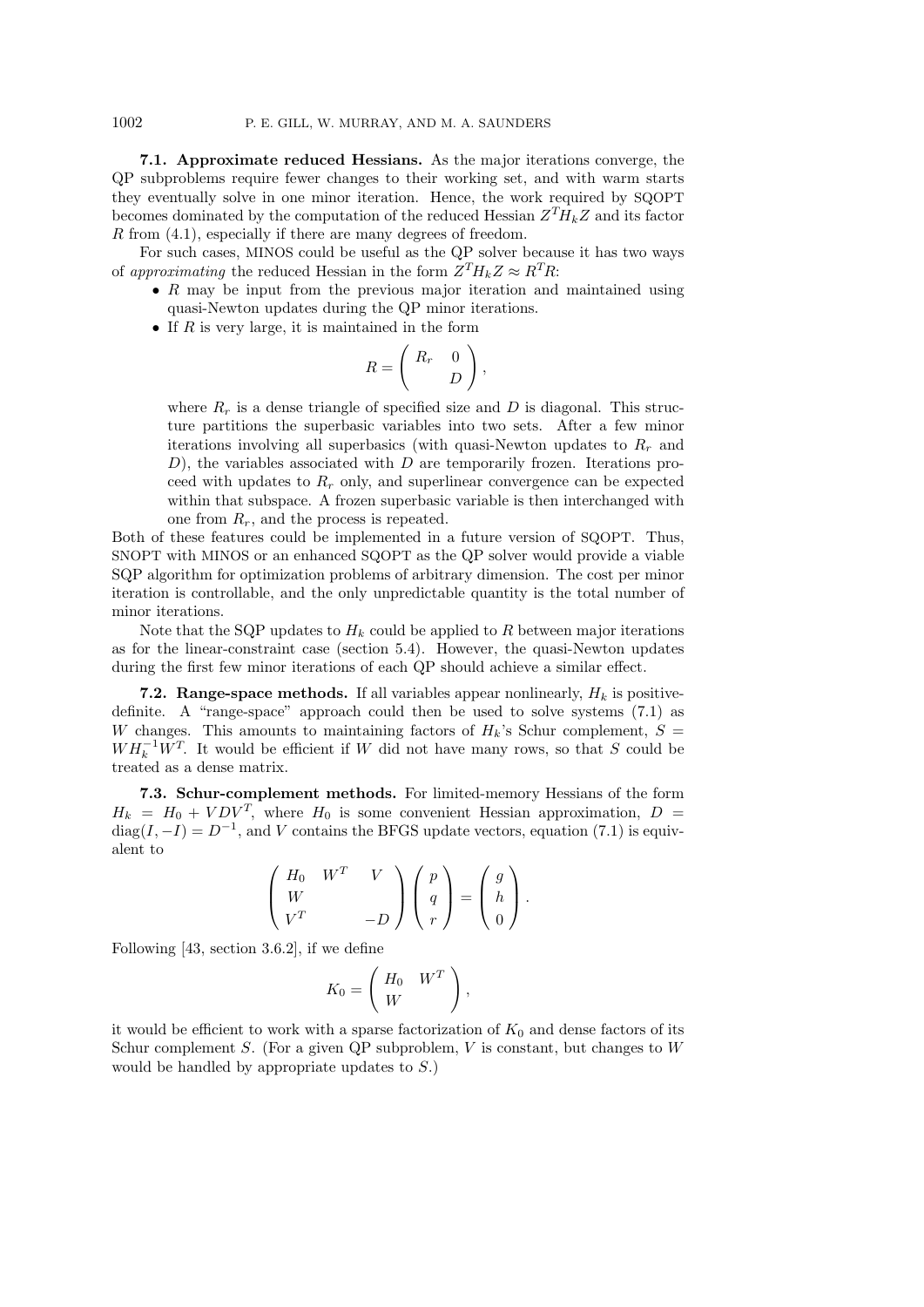**7.1. Approximate reduced Hessians.** As the major iterations converge, the QP subproblems require fewer changes to their working set, and with warm starts they eventually solve in one minor iteration. Hence, the work required by SQOPT becomes dominated by the computation of the reduced Hessian $Z^T H_k Z$ and its factor $R$ from (4.1), especially if there are many degrees of freedom.

For such cases, MINOS could be useful as the QP solver because it has two ways of *approximating* the reduced Hessian in the form $Z^T H_k Z \approx R^T R$:

- $R$ may be input from the previous major iteration and maintained using quasi-Newton updates during the QP minor iterations.
- If $R$ is very large, it is maintained in the form

$$R = \begin{pmatrix} R_r & 0 \\ & D \end{pmatrix},$$

where $R_r$ is a dense triangle of specified size and $D$ is diagonal. This structure partitions the superbasic variables into two sets. After a few minor iterations involving all superbasics (with quasi-Newton updates to $R_r$ and $D$), the variables associated with $D$ are temporarily frozen. Iterations proceed with updates to $R_r$ only, and superlinear convergence can be expected within that subspace. A frozen superbasic variable is then interchanged with one from $R_r$, and the process is repeated.

Both of these features could be implemented in a future version of SQOPT. Thus, SNOPT with MINOS or an enhanced SQOPT as the QP solver would provide a viable SQP algorithm for optimization problems of arbitrary dimension. The cost per minor iteration is controllable, and the only unpredictable quantity is the total number of minor iterations.

Note that the SQP updates to $H_k$ could be applied to $R$ between major iterations as for the linear-constraint case (section 5.4). However, the quasi-Newton updates during the first few minor iterations of each QP should achieve a similar effect.

**7.2. Range-space methods.** If all variables appear nonlinearly, $H_k$ is positive-definite. A "range-space" approach could then be used to solve systems (7.1) as $W$ changes. This amounts to maintaining factors of $H_k$'s Schur complement, $S = W H_k^{-1} W^T$. It would be efficient if $W$ did not have many rows, so that $S$ could be treated as a dense matrix.

**7.3. Schur-complement methods.** For limited-memory Hessians of the form $H_k = H_0 + V D V^T$, where $H_0$ is some convenient Hessian approximation, $D = \mathrm{diag}(I, -I) = D^{-1}$, and $V$ contains the BFGS update vectors, equation (7.1) is equivalent to

$$\begin{pmatrix} H_0 & W^T & V \\ W & & \\ V^T & & -D \end{pmatrix} \begin{pmatrix} p \\ q \\ r \end{pmatrix} = \begin{pmatrix} g \\ h \\ 0 \end{pmatrix}.$$

Following [43, section 3.6.2], if we define

$$K_0 = \begin{pmatrix} H_0 & W^T \\ W & \end{pmatrix},$$

it would be efficient to work with a sparse factorization of $K_0$ and dense factors of its Schur complement $S$. (For a given QP subproblem, $V$ is constant, but changes to $W$ would be handled by appropriate updates to $S$.)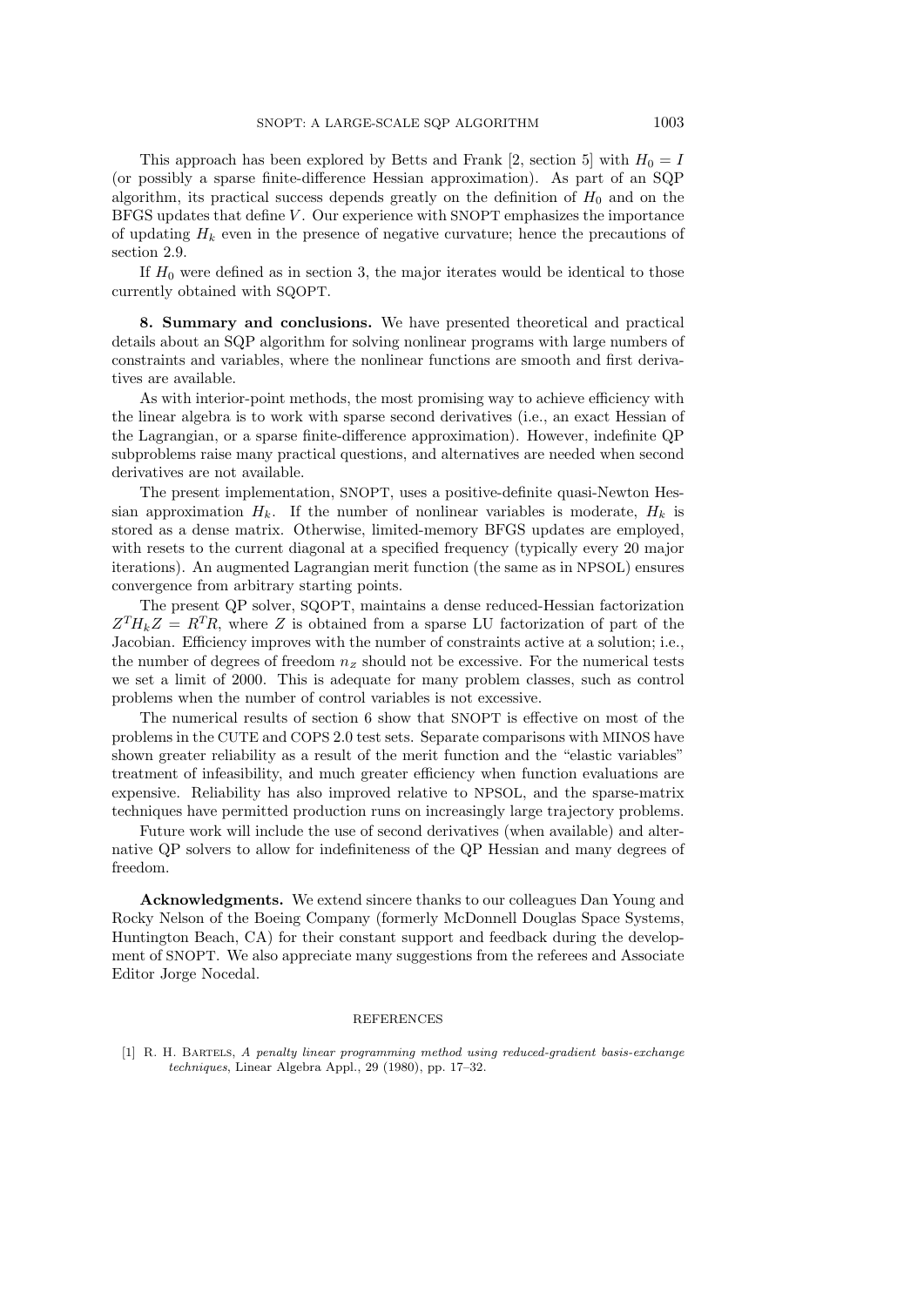This approach has been explored by Betts and Frank [2, section 5] with $H_0 = I$ (or possibly a sparse finite-difference Hessian approximation). As part of an SQP algorithm, its practical success depends greatly on the definition of $H_0$ and on the BFGS updates that define $V$. Our experience with SNOPT emphasizes the importance of updating $H_k$ even in the presence of negative curvature; hence the precautions of section 2.9.

If $H_0$ were defined as in section 3, the major iterates would be identical to those currently obtained with SQOPT.

**8. Summary and conclusions.** We have presented theoretical and practical details about an SQP algorithm for solving nonlinear programs with large numbers of constraints and variables, where the nonlinear functions are smooth and first derivatives are available.

As with interior-point methods, the most promising way to achieve efficiency with the linear algebra is to work with sparse second derivatives (i.e., an exact Hessian of the Lagrangian, or a sparse finite-difference approximation). However, indefinite QP subproblems raise many practical questions, and alternatives are needed when second derivatives are not available.

The present implementation, SNOPT, uses a positive-definite quasi-Newton Hessian approximation $H_k$. If the number of nonlinear variables is moderate, $H_k$ is stored as a dense matrix. Otherwise, limited-memory BFGS updates are employed, with resets to the current diagonal at a specified frequency (typically every 20 major iterations). An augmented Lagrangian merit function (the same as in NPSOL) ensures convergence from arbitrary starting points.

The present QP solver, SQOPT, maintains a dense reduced-Hessian factorization $Z^T H_k Z = R^T R$, where $Z$ is obtained from a sparse LU factorization of part of the Jacobian. Efficiency improves with the number of constraints active at a solution; i.e., the number of degrees of freedom $n_z$ should not be excessive. For the numerical tests we set a limit of 2000. This is adequate for many problem classes, such as control problems when the number of control variables is not excessive.

The numerical results of section 6 show that SNOPT is effective on most of the problems in the CUTE and COPS 2.0 test sets. Separate comparisons with MINOS have shown greater reliability as a result of the merit function and the "elastic variables" treatment of infeasibility, and much greater efficiency when function evaluations are expensive. Reliability has also improved relative to NPSOL, and the sparse-matrix techniques have permitted production runs on increasingly large trajectory problems.

Future work will include the use of second derivatives (when available) and alternative QP solvers to allow for indefiniteness of the QP Hessian and many degrees of freedom.

**Acknowledgments.** We extend sincere thanks to our colleagues Dan Young and Rocky Nelson of the Boeing Company (formerly McDonnell Douglas Space Systems, Huntington Beach, CA) for their constant support and feedback during the development of SNOPT. We also appreciate many suggestions from the referees and Associate Editor Jorge Nocedal.

## REFERENCES

[1] R. H. Bartels, *A penalty linear programming method using reduced-gradient basis-exchange techniques*, Linear Algebra Appl., 29 (1980), pp. 17–32.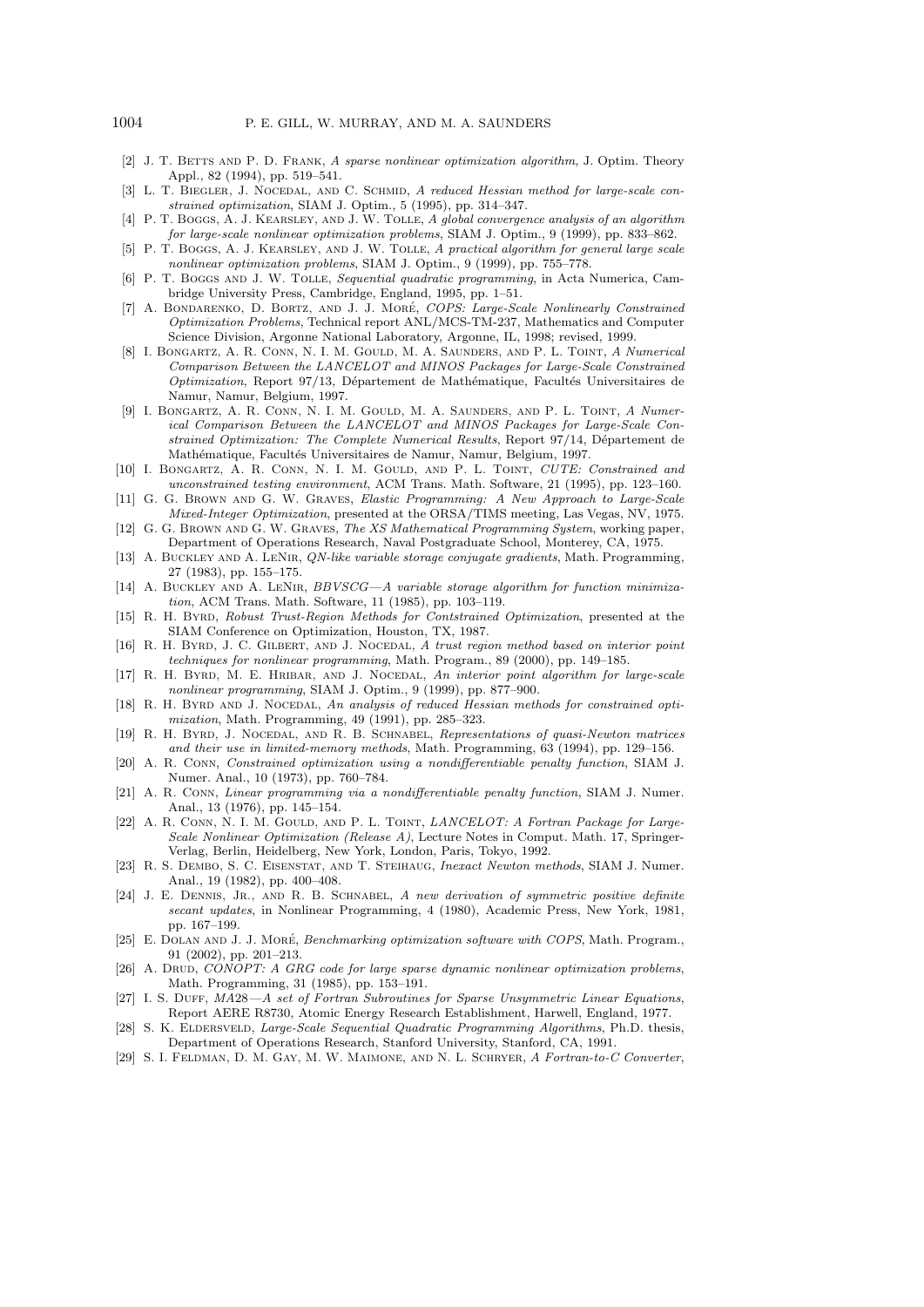[2] J. T. Betts and P. D. Frank, *A sparse nonlinear optimization algorithm*, J. Optim. Theory Appl., 82 (1994), pp. 519–541.

[3] L. T. Biegler, J. Nocedal, and C. Schmid, *A reduced Hessian method for large-scale constrained optimization*, SIAM J. Optim., 5 (1995), pp. 314–347.

[4] P. T. Boggs, A. J. Kearsley, and J. W. Tolle, *A global convergence analysis of an algorithm for large-scale nonlinear optimization problems*, SIAM J. Optim., 9 (1999), pp. 833–862.

[5] P. T. Boggs, A. J. Kearsley, and J. W. Tolle, *A practical algorithm for general large scale nonlinear optimization problems*, SIAM J. Optim., 9 (1999), pp. 755–778.

[6] P. T. Boggs and J. W. Tolle, *Sequential quadratic programming*, in Acta Numerica, Cambridge University Press, Cambridge, England, 1995, pp. 1–51.

[7] A. Bondarenko, D. Bortz, and J. J. Moré, *COPS: Large-Scale Nonlinearly Constrained Optimization Problems*, Technical report ANL/MCS-TM-237, Mathematics and Computer Science Division, Argonne National Laboratory, Argonne, IL, 1998; revised, 1999.

[8] I. Bongartz, A. R. Conn, N. I. M. Gould, M. A. Saunders, and P. L. Toint, *A Numerical Comparison Between the LANCELOT and MINOS Packages for Large-Scale Constrained Optimization*, Report 97/13, Département de Mathématique, Facultés Universitaires de Namur, Namur, Belgium, 1997.

[9] I. Bongartz, A. R. Conn, N. I. M. Gould, M. A. Saunders, and P. L. Toint, *A Numerical Comparison Between the LANCELOT and MINOS Packages for Large-Scale Constrained Optimization: The Complete Numerical Results*, Report 97/14, Département de Mathématique, Facultés Universitaires de Namur, Namur, Belgium, 1997.

[10] I. Bongartz, A. R. Conn, N. I. M. Gould, and P. L. Toint, *CUTE: Constrained and unconstrained testing environment*, ACM Trans. Math. Software, 21 (1995), pp. 123–160.

[11] G. G. Brown and G. W. Graves, *Elastic Programming: A New Approach to Large-Scale Mixed-Integer Optimization*, presented at the ORSA/TIMS meeting, Las Vegas, NV, 1975.

[12] G. G. Brown and G. W. Graves, *The XS Mathematical Programming System*, working paper, Department of Operations Research, Naval Postgraduate School, Monterey, CA, 1975.

[13] A. Buckley and A. LeNir, *QN-like variable storage conjugate gradients*, Math. Programming, 27 (1983), pp. 155–175.

[14] A. Buckley and A. LeNir, *BBVSCG—A variable storage algorithm for function minimization*, ACM Trans. Math. Software, 11 (1985), pp. 103–119.

[15] R. H. Byrd, *Robust Trust-Region Methods for Contstrained Optimization*, presented at the SIAM Conference on Optimization, Houston, TX, 1987.

[16] R. H. Byrd, J. C. Gilbert, and J. Nocedal, *A trust region method based on interior point techniques for nonlinear programming*, Math. Program., 89 (2000), pp. 149–185.

[17] R. H. Byrd, M. E. Hribar, and J. Nocedal, *An interior point algorithm for large-scale nonlinear programming*, SIAM J. Optim., 9 (1999), pp. 877–900.

[18] R. H. Byrd and J. Nocedal, *An analysis of reduced Hessian methods for constrained optimization*, Math. Programming, 49 (1991), pp. 285–323.

[19] R. H. Byrd, J. Nocedal, and R. B. Schnabel, *Representations of quasi-Newton matrices and their use in limited-memory methods*, Math. Program., 63 (1994), pp. 129–156.

[20] A. R. Conn, *Constrained optimization using a nondifferentiable penalty function*, SIAM J. Numer. Anal., 10 (1973), pp. 760–784.

[21] A. R. Conn, *Linear programming via a nondifferentiable penalty function*, SIAM J. Numer. Anal., 13 (1976), pp. 145–154.

[22] A. R. Conn, N. I. M. Gould, and P. L. Toint, *LANCELOT: A Fortran Package for Large-Scale Nonlinear Optimization (Release A)*, Lecture Notes in Comput. Math. 17, Springer-Verlag, Berlin, Heidelberg, New York, London, Paris, Tokyo, 1992.

[23] R. S. Dembo, S. C. Eisenstat, and T. Steihaug, *Inexact Newton methods*, SIAM J. Numer. Anal., 19 (1982), pp. 400–408.

[24] J. E. Dennis, Jr., and R. B. Schnabel, *A new derivation of symmetric positive definite secant updates*, in Nonlinear Programming, 4 (1980), Academic Press, New York, 1981, pp. 167–199.

[25] E. Dolan and J. J. Moré, *Benchmarking optimization software with COPS*, Math. Program., 91 (2002), pp. 201–213.

[26] A. Drud, *CONOPT: A GRG code for large sparse dynamic nonlinear optimization problems*, Math. Programming, 31 (1985), pp. 153–191.

[27] I. S. Duff, *MA28—A set of Fortran Subroutines for Sparse Unsymmetric Linear Equations*, Report AERE R8730, Atomic Energy Research Establishment, Harwell, England, 1977.

[28] S. K. Eldersveld, *Large-Scale Sequential Quadratic Programming Algorithms*, Ph.D. thesis, Department of Operations Research, Stanford University, Stanford, CA, 1991.

[29] S. I. Feldman, D. M. Gay, M. W. Maimone, and N. L. Schryer, *A Fortran-to-C Converter*,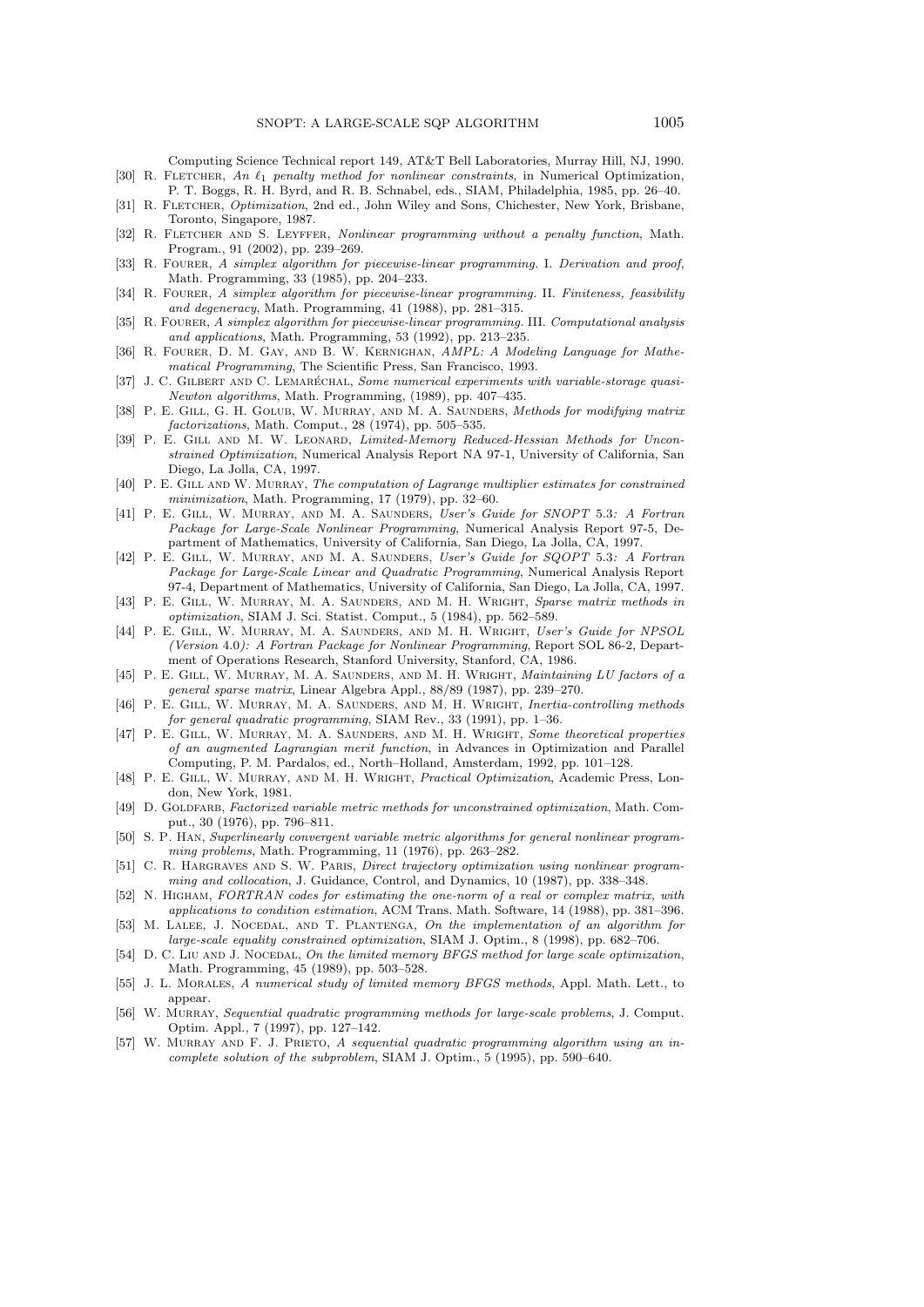Computing Science Technical report 149, AT&T Bell Laboratories, Murray Hill, NJ, 1990.

[30] R. Fletcher, *An $\ell_1$ penalty method for nonlinear constraints*, in Numerical Optimization, P. T. Boggs, R. H. Byrd, and R. B. Schnabel, eds., SIAM, Philadelphia, 1985, pp. 26–40.

[31] R. Fletcher, *Optimization*, 2nd ed., John Wiley and Sons, Chichester, New York, Brisbane, Toronto, Singapore, 1987.

[32] R. Fletcher and S. Leyffer, *Nonlinear programming without a penalty function*, Math. Program., 91 (2002), pp. 239–269.

[33] R. Fourer, *A simplex algorithm for piecewise-linear programming.* I. *Derivation and proof*, Math. Programming, 33 (1985), pp. 204–233.

[34] R. Fourer, *A simplex algorithm for piecewise-linear programming.* II. *Finiteness, feasibility and degeneracy*, Math. Programming, 41 (1988), pp. 281–315.

[35] R. Fourer, *A simplex algorithm for piecewise-linear programming.* III. *Computational analysis and applications*, Math. Programming, 53 (1992), pp. 213–235.

[36] R. Fourer, D. M. Gay, and B. W. Kernighan, *AMPL: A Modeling Language for Mathematical Programming*, The Scientific Press, San Francisco, 1993.

[37] J. C. Gilbert and C. Lemaréchal, *Some numerical experiments with variable-storage quasi-Newton algorithms*, Math. Programming, (1989), pp. 407–435.

[38] P. E. Gill, G. H. Golub, W. Murray, and M. A. Saunders, *Methods for modifying matrix factorizations*, Math. Comput., 28 (1974), pp. 505–535.

[39] P. E. Gill and M. W. Leonard, *Limited-Memory Reduced-Hessian Methods for Unconstrained Optimization*, Numerical Analysis Report NA 97-1, University of California, San Diego, La Jolla, CA, 1997.

[40] P. E. Gill and W. Murray, *The computation of Lagrange multiplier estimates for constrained minimization*, Math. Programming, 17 (1979), pp. 32–60.

[41] P. E. Gill, W. Murray, and M. A. Saunders, *User's Guide for SNOPT* 5.3*: A Fortran Package for Large-Scale Nonlinear Programming*, Numerical Analysis Report 97-5, Department of Mathematics, University of California, San Diego, La Jolla, CA, 1997.

[42] P. E. Gill, W. Murray, and M. A. Saunders, *User's Guide for SQOPT* 5.3*: A Fortran Package for Large-Scale Linear and Quadratic Programming*, Numerical Analysis Report 97-4, Department of Mathematics, University of California, San Diego, La Jolla, CA, 1997.

[43] P. E. Gill, W. Murray, M. A. Saunders, and M. H. Wright, *Sparse matrix methods in optimization*, SIAM J. Sci. Statist. Comput., 5 (1984), pp. 562–589.

[44] P. E. Gill, W. Murray, M. A. Saunders, and M. H. Wright, *User's Guide for NPSOL (Version* 4.0*): A Fortran Package for Nonlinear Programming*, Report SOL 86-2, Department of Operations Research, Stanford University, Stanford, CA, 1986.

[45] P. E. Gill, W. Murray, M. A. Saunders, and M. H. Wright, *Maintaining LU factors of a general sparse matrix*, Linear Algebra Appl., 88/89 (1987), pp. 239–270.

[46] P. E. Gill, W. Murray, M. A. Saunders, and M. H. Wright, *Inertia-controlling methods for general quadratic programming*, SIAM Rev., 33 (1991), pp. 1–36.

[47] P. E. Gill, W. Murray, M. A. Saunders, and M. H. Wright, *Some theoretical properties of an augmented Lagrangian merit function*, in Advances in Optimization and Parallel Computing, P. M. Pardalos, ed., North–Holland, Amsterdam, 1992, pp. 101–128.

[48] P. E. Gill, W. Murray, and M. H. Wright, *Practical Optimization*, Academic Press, London, New York, 1981.

[49] D. Goldfarb, *Factorized variable metric methods for unconstrained optimization*, Math. Comput., 30 (1976), pp. 796–811.

[50] S. P. Han, *Superlinearly convergent variable metric algorithms for general nonlinear programming problems*, Math. Programming, 11 (1976), pp. 263–282.

[51] C. R. Hargraves and S. W. Paris, *Direct trajectory optimization using nonlinear programming and collocation*, J. Guidance, Control, and Dynamics, 10 (1987), pp. 338–348.

[52] N. Higham, *FORTRAN codes for estimating the one-norm of a real or complex matrix, with applications to condition estimation*, ACM Trans. Math. Software, 14 (1988), pp. 381–396.

[53] M. Lalee, J. Nocedal, and T. Plantenga, *On the implementation of an algorithm for large-scale equality constrained optimization*, SIAM J. Optim., 8 (1998), pp. 682–706.

[54] D. C. Liu and J. Nocedal, *On the limited memory BFGS method for large scale optimization*, Math. Programming, 45 (1989), pp. 503–528.

[55] J. L. Morales, *A numerical study of limited memory BFGS methods*, Appl. Math. Lett., to appear.

[56] W. Murray, *Sequential quadratic programming methods for large-scale problems*, J. Comput. Optim. Appl., 7 (1997), pp. 127–142.

[57] W. Murray and F. J. Prieto, *A sequential quadratic programming algorithm using an incomplete solution of the subproblem*, SIAM J. Optim., 5 (1995), pp. 590–640.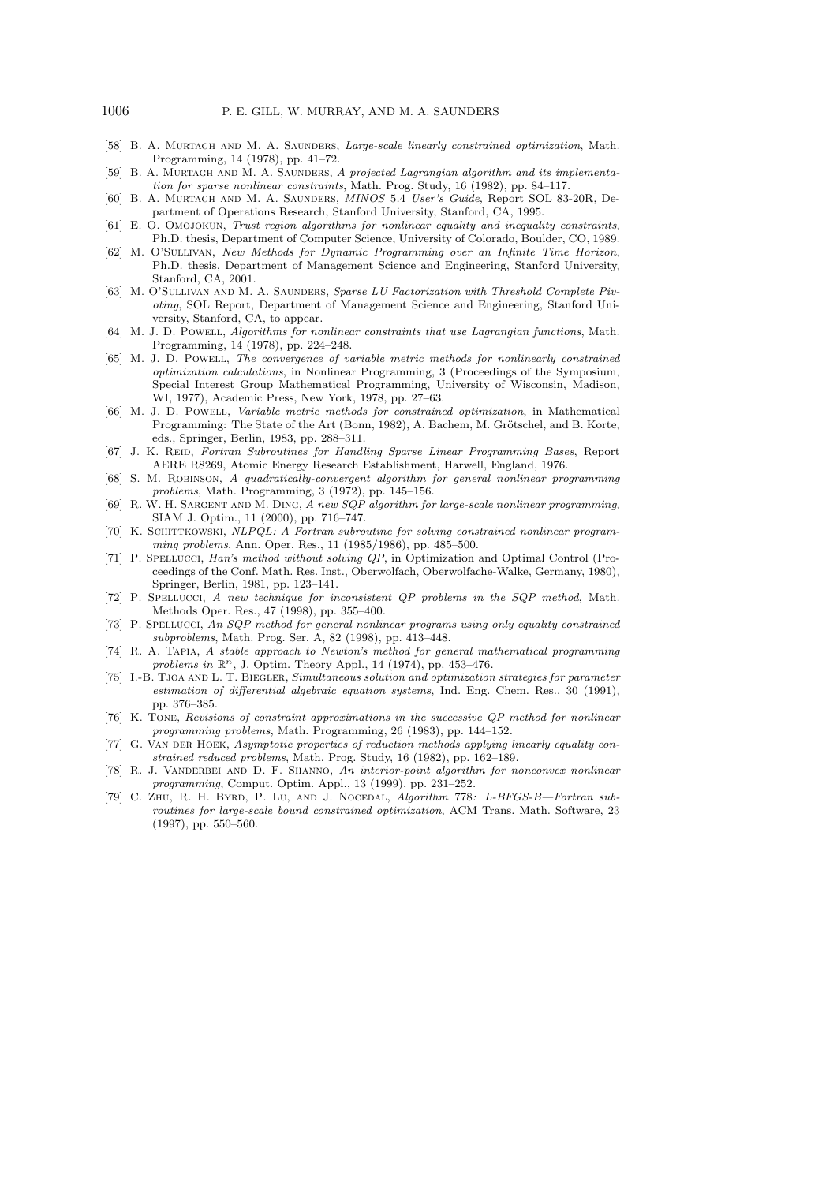[58] B. A. Murtagh and M. A. Saunders, *Large-scale linearly constrained optimization*, Math. Programming, 14 (1978), pp. 41–72.

[59] B. A. Murtagh and M. A. Saunders, *A projected Lagrangian algorithm and its implementation for sparse nonlinear constraints*, Math. Prog. Study, 16 (1982), pp. 84–117.

[60] B. A. Murtagh and M. A. Saunders, *MINOS* 5.4 *User's Guide*, Report SOL 83-20R, Department of Operations Research, Stanford University, Stanford, CA, 1995.

[61] E. O. Omojokun, *Trust region algorithms for nonlinear equality and inequality constraints*, Ph.D. thesis, Department of Computer Science, University of Colorado, Boulder, CO, 1989.

[62] M. O'Sullivan, *New Methods for Dynamic Programming over an Infinite Time Horizon*, Ph.D. thesis, Department of Management Science and Engineering, Stanford University, Stanford, CA, 2001.

[63] M. O'Sullivan and M. A. Saunders, *Sparse LU Factorization with Threshold Complete Pivoting*, SOL Report, Department of Management Science and Engineering, Stanford University, Stanford, CA, to appear.

[64] M. J. D. Powell, *Algorithms for nonlinear constraints that use Lagrangian functions*, Math. Programming, 14 (1978), pp. 224–248.

[65] M. J. D. Powell, *The convergence of variable metric methods for nonlinearly constrained optimization calculations*, in Nonlinear Programming, 3 (Proceedings of the Symposium, Special Interest Group Mathematical Programming, University of Wisconsin, Madison, WI, 1977), Academic Press, New York, 1978, pp. 27–63.

[66] M. J. D. Powell, *Variable metric methods for constrained optimization*, in Mathematical Programming: The State of the Art (Bonn, 1982), A. Bachem, M. Grötschel, and B. Korte, eds., Springer, Berlin, 1983, pp. 288–311.

[67] J. K. Reid, *Fortran Subroutines for Handling Sparse Linear Programming Bases*, Report AERE R8269, Atomic Energy Research Establishment, Harwell, England, 1976.

[68] S. M. Robinson, *A quadratically-convergent algorithm for general nonlinear programming problems*, Math. Programming, 3 (1972), pp. 145–156.

[69] R. W. H. Sargent and M. Ding, *A new SQP algorithm for large-scale nonlinear programming*, SIAM J. Optim., 11 (2000), pp. 716–747.

[70] K. Schittkowski, *NLPQL: A Fortran subroutine for solving constrained nonlinear programming problems*, Ann. Oper. Res., 11 (1985/1986), pp. 485–500.

[71] P. Spellucci, *Han's method without solving QP*, in Optimization and Optimal Control (Proceedings of the Conf. Math. Res. Inst., Oberwolfach, Oberwolfache-Walke, Germany, 1980), Springer, Berlin, 1981, pp. 123–141.

[72] P. Spellucci, *A new technique for inconsistent QP problems in the SQP method*, Math. Methods Oper. Res., 47 (1998), pp. 355–400.

[73] P. Spellucci, *An SQP method for general nonlinear programs using only equality constrained subproblems*, Math. Prog. Ser. A, 82 (1998), pp. 413–448.

[74] R. A. Tapia, *A stable approach to Newton's method for general mathematical programming problems in* $\mathbb{R}^n$, J. Optim. Theory Appl., 14 (1974), pp. 453–476.

[75] I.-B. Tjoa and L. T. Biegler, *Simultaneous solution and optimization strategies for parameter estimation of differential algebraic equation systems*, Ind. Eng. Chem. Res., 30 (1991), pp. 376–385.

[76] K. Tone, *Revisions of constraint approximations in the successive QP method for nonlinear programming problems*, Math. Programming, 26 (1983), pp. 144–152.

[77] G. Van der Hoek, *Asymptotic properties of reduction methods applying linearly equality constrained reduced problems*, Math. Prog. Study, 16 (1982), pp. 162–189.

[78] R. J. Vanderbei and D. F. Shanno, *An interior-point algorithm for nonconvex nonlinear programming*, Comput. Optim. Appl., 13 (1999), pp. 231–252.

[79] C. Zhu, R. H. Byrd, P. Lu, and J. Nocedal, *Algorithm* 778*: L-BFGS-B—Fortran subroutines for large-scale bound constrained optimization*, ACM Trans. Math. Software, 23 (1997), pp. 550–560.